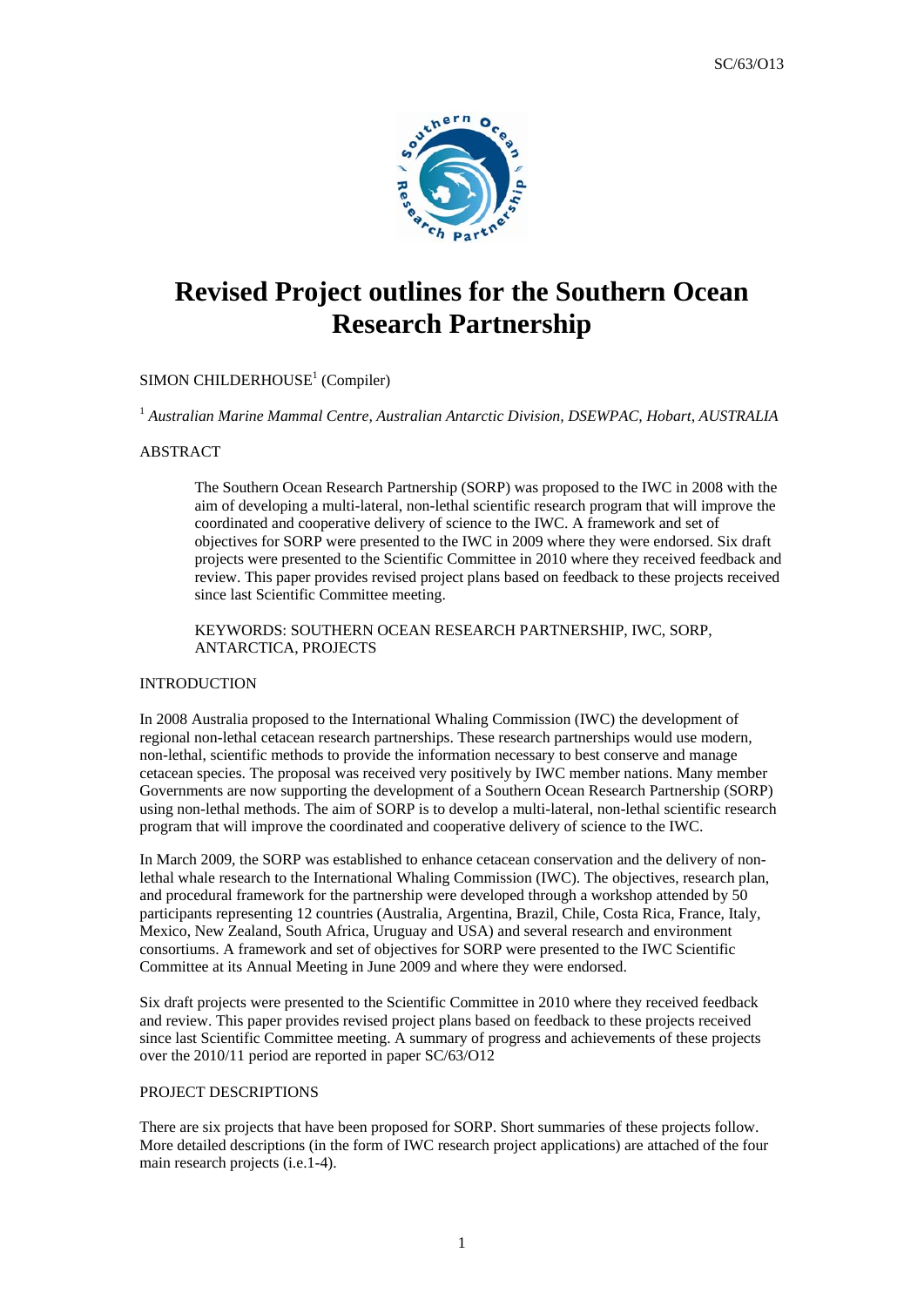# Revised Project outlines for the Southern Ocean Research Partnership

SIMON CHILDERHOUSE[1] (Compiler)

[1] *Australian Marine Mammal Centre, Australian Antarctic Division, DSEWPAC, Hobart, AUSTRALIA*

ABSTRACT

> The Southern Ocean Research Partnership (SORP) was proposed to the IWC in 2008 with the aim of developing a multi-lateral, non-lethal scientific research program that will improve the coordinated and cooperative delivery of science to the IWC. A framework and set of objectives for SORP were presented to the IWC in 2009 where they were endorsed. Six draft projects were presented to the Scientific Committee in 2010 where they received feedback and review. This paper provides revised project plans based on feedback to these projects received since last Scientific Committee meeting.
>
> KEYWORDS: SOUTHERN OCEAN RESEARCH PARTNERSHIP, IWC, SORP, ANTARCTICA, PROJECTS

INTRODUCTION

In 2008 Australia proposed to the International Whaling Commission (IWC) the development of regional non-lethal cetacean research partnerships. These research partnerships would use modern, non-lethal, scientific methods to provide the information necessary to best conserve and manage cetacean species. The proposal was received very positively by IWC member nations. Many member Governments are now supporting the development of a Southern Ocean Research Partnership (SORP) using non-lethal methods. The aim of SORP is to develop a multi-lateral, non-lethal scientific research program that will improve the coordinated and cooperative delivery of science to the IWC.

In March 2009, the SORP was established to enhance cetacean conservation and the delivery of non-lethal whale research to the International Whaling Commission (IWC). The objectives, research plan, and procedural framework for the partnership were developed through a workshop attended by 50 participants representing 12 countries (Australia, Argentina, Brazil, Chile, Costa Rica, France, Italy, Mexico, New Zealand, South Africa, Uruguay and USA) and several research and environment consortiums. A framework and set of objectives for SORP were presented to the IWC Scientific Committee at its Annual Meeting in June 2009 and where they were endorsed.

Six draft projects were presented to the Scientific Committee in 2010 where they received feedback and review. This paper provides revised project plans based on feedback to these projects received since last Scientific Committee meeting. A summary of progress and achievements of these projects over the 2010/11 period are reported in paper SC/63/O12

PROJECT DESCRIPTIONS

There are six projects that have been proposed for SORP. Short summaries of these projects follow. More detailed descriptions (in the form of IWC research project applications) are attached of the four main research projects (i.e.1-4).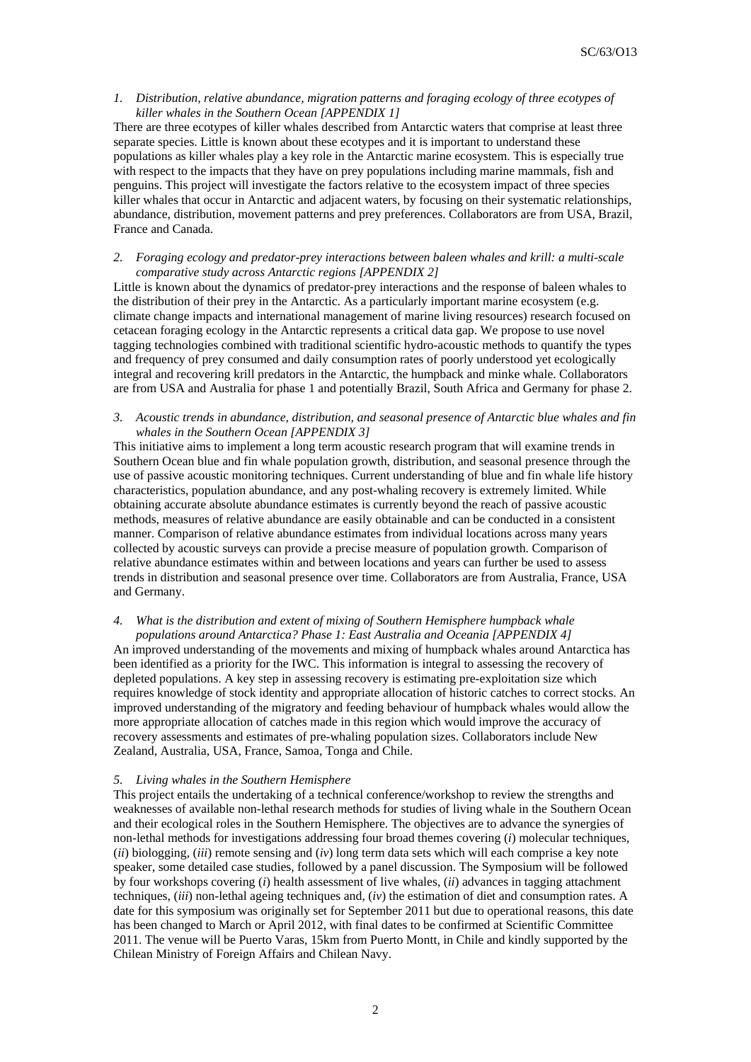*1. Distribution, relative abundance, migration patterns and foraging ecology of three ecotypes of killer whales in the Southern Ocean [APPENDIX 1]*

There are three ecotypes of killer whales described from Antarctic waters that comprise at least three separate species. Little is known about these ecotypes and it is important to understand these populations as killer whales play a key role in the Antarctic marine ecosystem. This is especially true with respect to the impacts that they have on prey populations including marine mammals, fish and penguins. This project will investigate the factors relative to the ecosystem impact of three species killer whales that occur in Antarctic and adjacent waters, by focusing on their systematic relationships, abundance, distribution, movement patterns and prey preferences. Collaborators are from USA, Brazil, France and Canada.

*2. Foraging ecology and predator-prey interactions between baleen whales and krill: a multi-scale comparative study across Antarctic regions [APPENDIX 2]*

Little is known about the dynamics of predator-prey interactions and the response of baleen whales to the distribution of their prey in the Antarctic. As a particularly important marine ecosystem (e.g. climate change impacts and international management of marine living resources) research focused on cetacean foraging ecology in the Antarctic represents a critical data gap. We propose to use novel tagging technologies combined with traditional scientific hydro-acoustic methods to quantify the types and frequency of prey consumed and daily consumption rates of poorly understood yet ecologically integral and recovering krill predators in the Antarctic, the humpback and minke whale. Collaborators are from USA and Australia for phase 1 and potentially Brazil, South Africa and Germany for phase 2.

*3. Acoustic trends in abundance, distribution, and seasonal presence of Antarctic blue whales and fin whales in the Southern Ocean [APPENDIX 3]*

This initiative aims to implement a long term acoustic research program that will examine trends in Southern Ocean blue and fin whale population growth, distribution, and seasonal presence through the use of passive acoustic monitoring techniques. Current understanding of blue and fin whale life history characteristics, population abundance, and any post-whaling recovery is extremely limited. While obtaining accurate absolute abundance estimates is currently beyond the reach of passive acoustic methods, measures of relative abundance are easily obtainable and can be conducted in a consistent manner. Comparison of relative abundance estimates from individual locations across many years collected by acoustic surveys can provide a precise measure of population growth. Comparison of relative abundance estimates within and between locations and years can further be used to assess trends in distribution and seasonal presence over time. Collaborators are from Australia, France, USA and Germany.

*4. What is the distribution and extent of mixing of Southern Hemisphere humpback whale populations around Antarctica? Phase 1: East Australia and Oceania [APPENDIX 4]*

An improved understanding of the movements and mixing of humpback whales around Antarctica has been identified as a priority for the IWC. This information is integral to assessing the recovery of depleted populations. A key step in assessing recovery is estimating pre-exploitation size which requires knowledge of stock identity and appropriate allocation of historic catches to correct stocks. An improved understanding of the migratory and feeding behaviour of humpback whales would allow the more appropriate allocation of catches made in this region which would improve the accuracy of recovery assessments and estimates of pre-whaling population sizes. Collaborators include New Zealand, Australia, USA, France, Samoa, Tonga and Chile.

*5. Living whales in the Southern Hemisphere*

This project entails the undertaking of a technical conference/workshop to review the strengths and weaknesses of available non-lethal research methods for studies of living whale in the Southern Ocean and their ecological roles in the Southern Hemisphere. The objectives are to advance the synergies of non-lethal methods for investigations addressing four broad themes covering (*i*) molecular techniques, (*ii*) biologging, (*iii*) remote sensing and (*iv*) long term data sets which will each comprise a key note speaker, some detailed case studies, followed by a panel discussion. The Symposium will be followed by four workshops covering (*i*) health assessment of live whales, (*ii*) advances in tagging attachment techniques, (*iii*) non-lethal ageing techniques and, (*iv*) the estimation of diet and consumption rates. A date for this symposium was originally set for September 2011 but due to operational reasons, this date has been changed to March or April 2012, with final dates to be confirmed at Scientific Committee 2011. The venue will be Puerto Varas, 15km from Puerto Montt, in Chile and kindly supported by the Chilean Ministry of Foreign Affairs and Chilean Navy.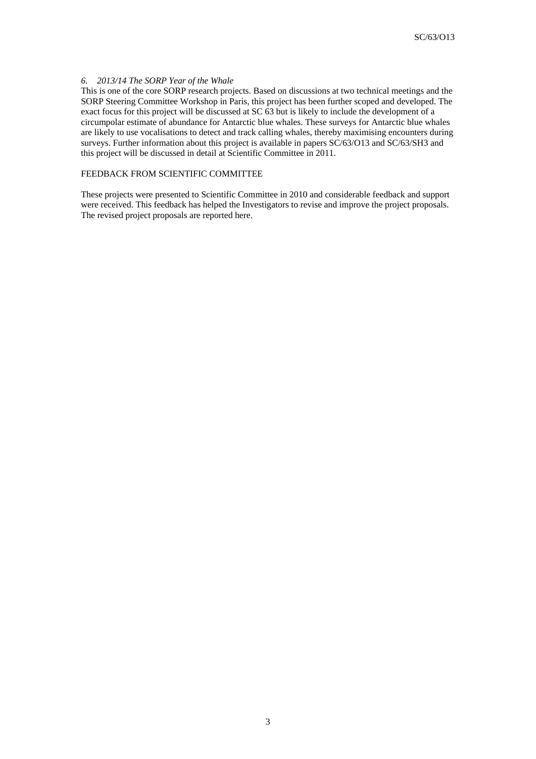*6. 2013/14 The SORP Year of the Whale*

This is one of the core SORP research projects. Based on discussions at two technical meetings and the SORP Steering Committee Workshop in Paris, this project has been further scoped and developed. The exact focus for this project will be discussed at SC 63 but is likely to include the development of a circumpolar estimate of abundance for Antarctic blue whales. These surveys for Antarctic blue whales are likely to use vocalisations to detect and track calling whales, thereby maximising encounters during surveys. Further information about this project is available in papers SC/63/O13 and SC/63/SH3 and this project will be discussed in detail at Scientific Committee in 2011.

FEEDBACK FROM SCIENTIFIC COMMITTEE

These projects were presented to Scientific Committee in 2010 and considerable feedback and support were received. This feedback has helped the Investigators to revise and improve the project proposals. The revised project proposals are reported here.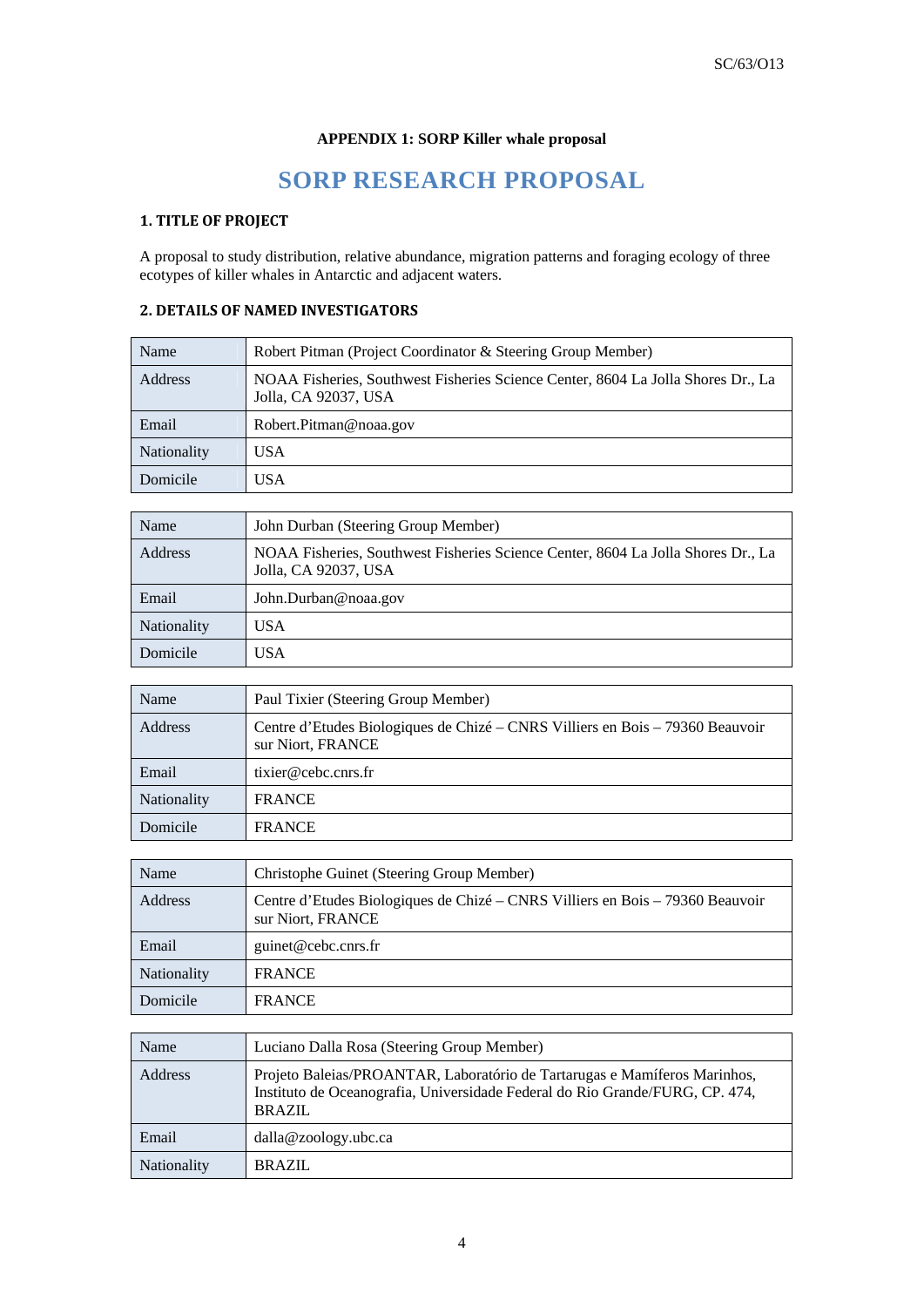**APPENDIX 1: SORP Killer whale proposal**

# SORP RESEARCH PROPOSAL

## 1. TITLE OF PROJECT

A proposal to study distribution, relative abundance, migration patterns and foraging ecology of three ecotypes of killer whales in Antarctic and adjacent waters.

## 2. DETAILS OF NAMED INVESTIGATORS

| Name | Robert Pitman (Project Coordinator & Steering Group Member) |
|---|---|
| Address | NOAA Fisheries, Southwest Fisheries Science Center, 8604 La Jolla Shores Dr., La Jolla, CA 92037, USA |
| Email | Robert.Pitman@noaa.gov |
| Nationality | USA |
| Domicile | USA |

| Name | John Durban (Steering Group Member) |
|---|---|
| Address | NOAA Fisheries, Southwest Fisheries Science Center, 8604 La Jolla Shores Dr., La Jolla, CA 92037, USA |
| Email | John.Durban@noaa.gov |
| Nationality | USA |
| Domicile | USA |

| Name | Paul Tixier (Steering Group Member) |
|---|---|
| Address | Centre d'Etudes Biologiques de Chizé – CNRS Villiers en Bois – 79360 Beauvoir sur Niort, FRANCE |
| Email | tixier@cebc.cnrs.fr |
| Nationality | FRANCE |
| Domicile | FRANCE |

| Name | Christophe Guinet (Steering Group Member) |
|---|---|
| Address | Centre d'Etudes Biologiques de Chizé – CNRS Villiers en Bois – 79360 Beauvoir sur Niort, FRANCE |
| Email | guinet@cebc.cnrs.fr |
| Nationality | FRANCE |
| Domicile | FRANCE |

| Name | Luciano Dalla Rosa (Steering Group Member) |
|---|---|
| Address | Projeto Baleias/PROANTAR, Laboratório de Tartarugas e Mamíferos Marinhos, Instituto de Oceanografia, Universidade Federal do Rio Grande/FURG, CP. 474, BRAZIL |
| Email | dalla@zoology.ubc.ca |
| Nationality | BRAZIL |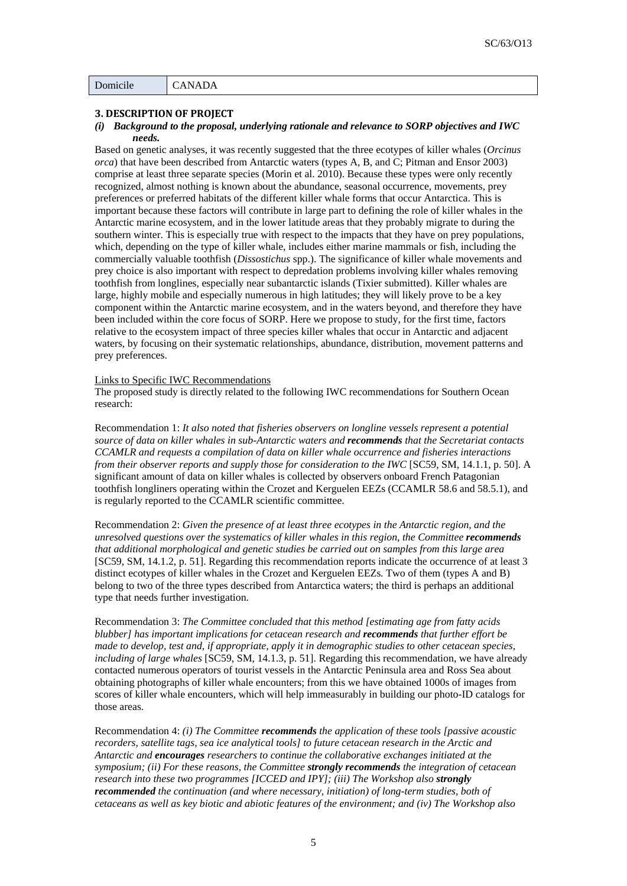| Domicile | CANADA |
|---|---|

### 3. DESCRIPTION OF PROJECT

***(i) Background to the proposal, underlying rationale and relevance to SORP objectives and IWC needs.***

Based on genetic analyses, it was recently suggested that the three ecotypes of killer whales (*Orcinus orca*) that have been described from Antarctic waters (types A, B, and C; Pitman and Ensor 2003) comprise at least three separate species (Morin et al. 2010). Because these types were only recently recognized, almost nothing is known about the abundance, seasonal occurrence, movements, prey preferences or preferred habitats of the different killer whale forms that occur Antarctica. This is important because these factors will contribute in large part to defining the role of killer whales in the Antarctic marine ecosystem, and in the lower latitude areas that they probably migrate to during the southern winter. This is especially true with respect to the impacts that they have on prey populations, which, depending on the type of killer whale, includes either marine mammals or fish, including the commercially valuable toothfish (*Dissostichus* spp.). The significance of killer whale movements and prey choice is also important with respect to depredation problems involving killer whales removing toothfish from longlines, especially near subantarctic islands (Tixier submitted). Killer whales are large, highly mobile and especially numerous in high latitudes; they will likely prove to be a key component within the Antarctic marine ecosystem, and in the waters beyond, and therefore they have been included within the core focus of SORP. Here we propose to study, for the first time, factors relative to the ecosystem impact of three species killer whales that occur in Antarctic and adjacent waters, by focusing on their systematic relationships, abundance, distribution, movement patterns and prey preferences.

Links to Specific IWC Recommendations

The proposed study is directly related to the following IWC recommendations for Southern Ocean research:

Recommendation 1: *It also noted that fisheries observers on longline vessels represent a potential source of data on killer whales in sub-Antarctic waters and* ***recommends*** *that the Secretariat contacts CCAMLR and requests a compilation of data on killer whale occurrence and fisheries interactions from their observer reports and supply those for consideration to the IWC* [SC59, SM, 14.1.1, p. 50]. A significant amount of data on killer whales is collected by observers onboard French Patagonian toothfish longliners operating within the Crozet and Kerguelen EEZs (CCAMLR 58.6 and 58.5.1), and is regularly reported to the CCAMLR scientific committee.

Recommendation 2: *Given the presence of at least three ecotypes in the Antarctic region, and the unresolved questions over the systematics of killer whales in this region, the Committee* ***recommends*** *that additional morphological and genetic studies be carried out on samples from this large area* [SC59, SM, 14.1.2, p. 51]. Regarding this recommendation reports indicate the occurrence of at least 3 distinct ecotypes of killer whales in the Crozet and Kerguelen EEZs. Two of them (types A and B) belong to two of the three types described from Antarctica waters; the third is perhaps an additional type that needs further investigation.

Recommendation 3: *The Committee concluded that this method [estimating age from fatty acids blubber] has important implications for cetacean research and* ***recommends*** *that further effort be made to develop, test and, if appropriate, apply it in demographic studies to other cetacean species, including of large whales* [SC59, SM, 14.1.3, p. 51]. Regarding this recommendation, we have already contacted numerous operators of tourist vessels in the Antarctic Peninsula area and Ross Sea about obtaining photographs of killer whale encounters; from this we have obtained 1000s of images from scores of killer whale encounters, which will help immeasurably in building our photo-ID catalogs for those areas.

Recommendation 4: *(i) The Committee* ***recommends*** *the application of these tools [passive acoustic recorders, satellite tags, sea ice analytical tools] to future cetacean research in the Arctic and Antarctic and* ***encourages*** *researchers to continue the collaborative exchanges initiated at the symposium; (ii) For these reasons, the Committee* ***strongly recommends*** *the integration of cetacean research into these two programmes [ICCED and IPY]; (iii) The Workshop also* ***strongly recommended*** *the continuation (and where necessary, initiation) of long-term studies, both of cetaceans as well as key biotic and abiotic features of the environment; and (iv) The Workshop also*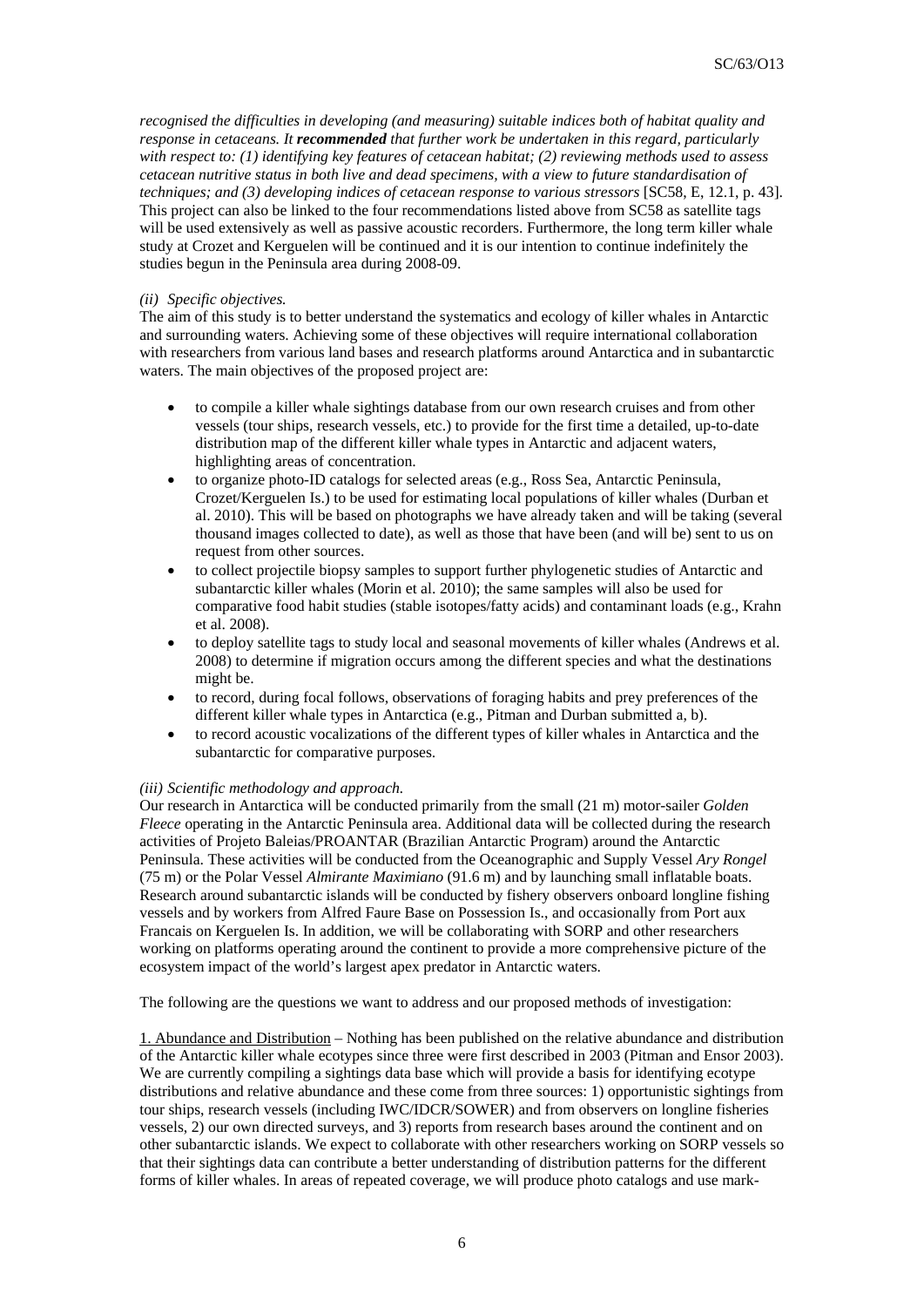*recognised the difficulties in developing (and measuring) suitable indices both of habitat quality and response in cetaceans. It* ***recommended*** *that further work be undertaken in this regard, particularly with respect to: (1) identifying key features of cetacean habitat; (2) reviewing methods used to assess cetacean nutritive status in both live and dead specimens, with a view to future standardisation of techniques; and (3) developing indices of cetacean response to various stressors* [SC58, E, 12.1, p. 43]. This project can also be linked to the four recommendations listed above from SC58 as satellite tags will be used extensively as well as passive acoustic recorders. Furthermore, the long term killer whale study at Crozet and Kerguelen will be continued and it is our intention to continue indefinitely the studies begun in the Peninsula area during 2008-09.

*(ii) Specific objectives.*

The aim of this study is to better understand the systematics and ecology of killer whales in Antarctic and surrounding waters. Achieving some of these objectives will require international collaboration with researchers from various land bases and research platforms around Antarctica and in subantarctic waters. The main objectives of the proposed project are:

- to compile a killer whale sightings database from our own research cruises and from other vessels (tour ships, research vessels, etc.) to provide for the first time a detailed, up-to-date distribution map of the different killer whale types in Antarctic and adjacent waters, highlighting areas of concentration.
- to organize photo-ID catalogs for selected areas (e.g., Ross Sea, Antarctic Peninsula, Crozet/Kerguelen Is.) to be used for estimating local populations of killer whales (Durban et al. 2010). This will be based on photographs we have already taken and will be taking (several thousand images collected to date), as well as those that have been (and will be) sent to us on request from other sources.
- to collect projectile biopsy samples to support further phylogenetic studies of Antarctic and subantarctic killer whales (Morin et al. 2010); the same samples will also be used for comparative food habit studies (stable isotopes/fatty acids) and contaminant loads (e.g., Krahn et al. 2008).
- to deploy satellite tags to study local and seasonal movements of killer whales (Andrews et al. 2008) to determine if migration occurs among the different species and what the destinations might be.
- to record, during focal follows, observations of foraging habits and prey preferences of the different killer whale types in Antarctica (e.g., Pitman and Durban submitted a, b).
- to record acoustic vocalizations of the different types of killer whales in Antarctica and the subantarctic for comparative purposes.

*(iii) Scientific methodology and approach.*

Our research in Antarctica will be conducted primarily from the small (21 m) motor-sailer *Golden Fleece* operating in the Antarctic Peninsula area. Additional data will be collected during the research activities of Projeto Baleias/PROANTAR (Brazilian Antarctic Program) around the Antarctic Peninsula. These activities will be conducted from the Oceanographic and Supply Vessel *Ary Rongel* (75 m) or the Polar Vessel *Almirante Maximiano* (91.6 m) and by launching small inflatable boats. Research around subantarctic islands will be conducted by fishery observers onboard longline fishing vessels and by workers from Alfred Faure Base on Possession Is., and occasionally from Port aux Francais on Kerguelen Is. In addition, we will be collaborating with SORP and other researchers working on platforms operating around the continent to provide a more comprehensive picture of the ecosystem impact of the world's largest apex predator in Antarctic waters.

The following are the questions we want to address and our proposed methods of investigation:

1. Abundance and Distribution – Nothing has been published on the relative abundance and distribution of the Antarctic killer whale ecotypes since three were first described in 2003 (Pitman and Ensor 2003). We are currently compiling a sightings data base which will provide a basis for identifying ecotype distributions and relative abundance and these come from three sources: 1) opportunistic sightings from tour ships, research vessels (including IWC/IDCR/SOWER) and from observers on longline fisheries vessels, 2) our own directed surveys, and 3) reports from research bases around the continent and on other subantarctic islands. We expect to collaborate with other researchers working on SORP vessels so that their sightings data can contribute a better understanding of distribution patterns for the different forms of killer whales. In areas of repeated coverage, we will produce photo catalogs and use mark-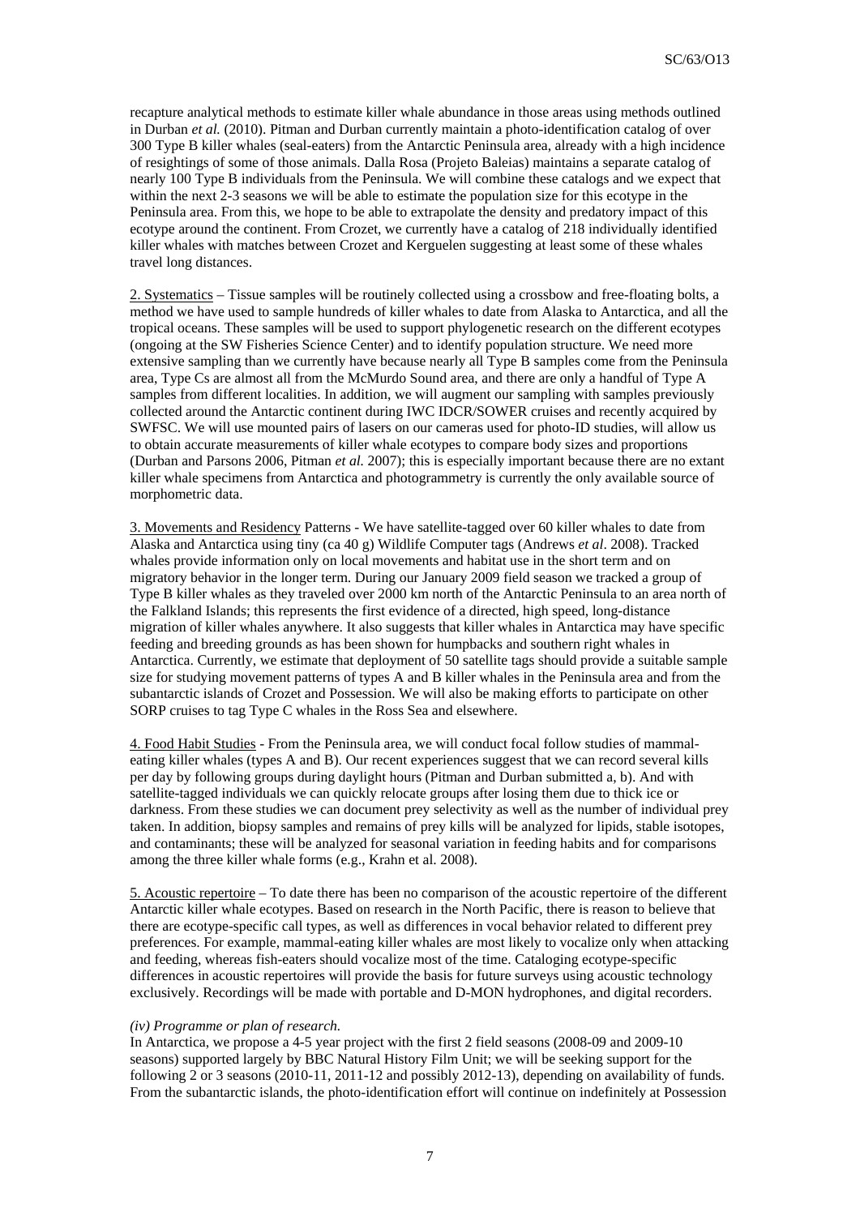recapture analytical methods to estimate killer whale abundance in those areas using methods outlined in Durban *et al.* (2010). Pitman and Durban currently maintain a photo-identification catalog of over 300 Type B killer whales (seal-eaters) from the Antarctic Peninsula area, already with a high incidence of resightings of some of those animals. Dalla Rosa (Projeto Baleias) maintains a separate catalog of nearly 100 Type B individuals from the Peninsula. We will combine these catalogs and we expect that within the next 2-3 seasons we will be able to estimate the population size for this ecotype in the Peninsula area. From this, we hope to be able to extrapolate the density and predatory impact of this ecotype around the continent. From Crozet, we currently have a catalog of 218 individually identified killer whales with matches between Crozet and Kerguelen suggesting at least some of these whales travel long distances.

2. Systematics – Tissue samples will be routinely collected using a crossbow and free-floating bolts, a method we have used to sample hundreds of killer whales to date from Alaska to Antarctica, and all the tropical oceans. These samples will be used to support phylogenetic research on the different ecotypes (ongoing at the SW Fisheries Science Center) and to identify population structure. We need more extensive sampling than we currently have because nearly all Type B samples come from the Peninsula area, Type Cs are almost all from the McMurdo Sound area, and there are only a handful of Type A samples from different localities. In addition, we will augment our sampling with samples previously collected around the Antarctic continent during IWC IDCR/SOWER cruises and recently acquired by SWFSC. We will use mounted pairs of lasers on our cameras used for photo-ID studies, will allow us to obtain accurate measurements of killer whale ecotypes to compare body sizes and proportions (Durban and Parsons 2006, Pitman *et al.* 2007); this is especially important because there are no extant killer whale specimens from Antarctica and photogrammetry is currently the only available source of morphometric data.

3. Movements and Residency Patterns - We have satellite-tagged over 60 killer whales to date from Alaska and Antarctica using tiny (ca 40 g) Wildlife Computer tags (Andrews *et al*. 2008). Tracked whales provide information only on local movements and habitat use in the short term and on migratory behavior in the longer term. During our January 2009 field season we tracked a group of Type B killer whales as they traveled over 2000 km north of the Antarctic Peninsula to an area north of the Falkland Islands; this represents the first evidence of a directed, high speed, long-distance migration of killer whales anywhere. It also suggests that killer whales in Antarctica may have specific feeding and breeding grounds as has been shown for humpbacks and southern right whales in Antarctica. Currently, we estimate that deployment of 50 satellite tags should provide a suitable sample size for studying movement patterns of types A and B killer whales in the Peninsula area and from the subantarctic islands of Crozet and Possession. We will also be making efforts to participate on other SORP cruises to tag Type C whales in the Ross Sea and elsewhere.

4. Food Habit Studies - From the Peninsula area, we will conduct focal follow studies of mammal-eating killer whales (types A and B). Our recent experiences suggest that we can record several kills per day by following groups during daylight hours (Pitman and Durban submitted a, b). And with satellite-tagged individuals we can quickly relocate groups after losing them due to thick ice or darkness. From these studies we can document prey selectivity as well as the number of individual prey taken. In addition, biopsy samples and remains of prey kills will be analyzed for lipids, stable isotopes, and contaminants; these will be analyzed for seasonal variation in feeding habits and for comparisons among the three killer whale forms (e.g., Krahn et al. 2008).

5. Acoustic repertoire – To date there has been no comparison of the acoustic repertoire of the different Antarctic killer whale ecotypes. Based on research in the North Pacific, there is reason to believe that there are ecotype-specific call types, as well as differences in vocal behavior related to different prey preferences. For example, mammal-eating killer whales are most likely to vocalize only when attacking and feeding, whereas fish-eaters should vocalize most of the time. Cataloging ecotype-specific differences in acoustic repertoires will provide the basis for future surveys using acoustic technology exclusively. Recordings will be made with portable and D-MON hydrophones, and digital recorders.

*(iv) Programme or plan of research.*

In Antarctica, we propose a 4-5 year project with the first 2 field seasons (2008-09 and 2009-10 seasons) supported largely by BBC Natural History Film Unit; we will be seeking support for the following 2 or 3 seasons (2010-11, 2011-12 and possibly 2012-13), depending on availability of funds. From the subantarctic islands, the photo-identification effort will continue on indefinitely at Possession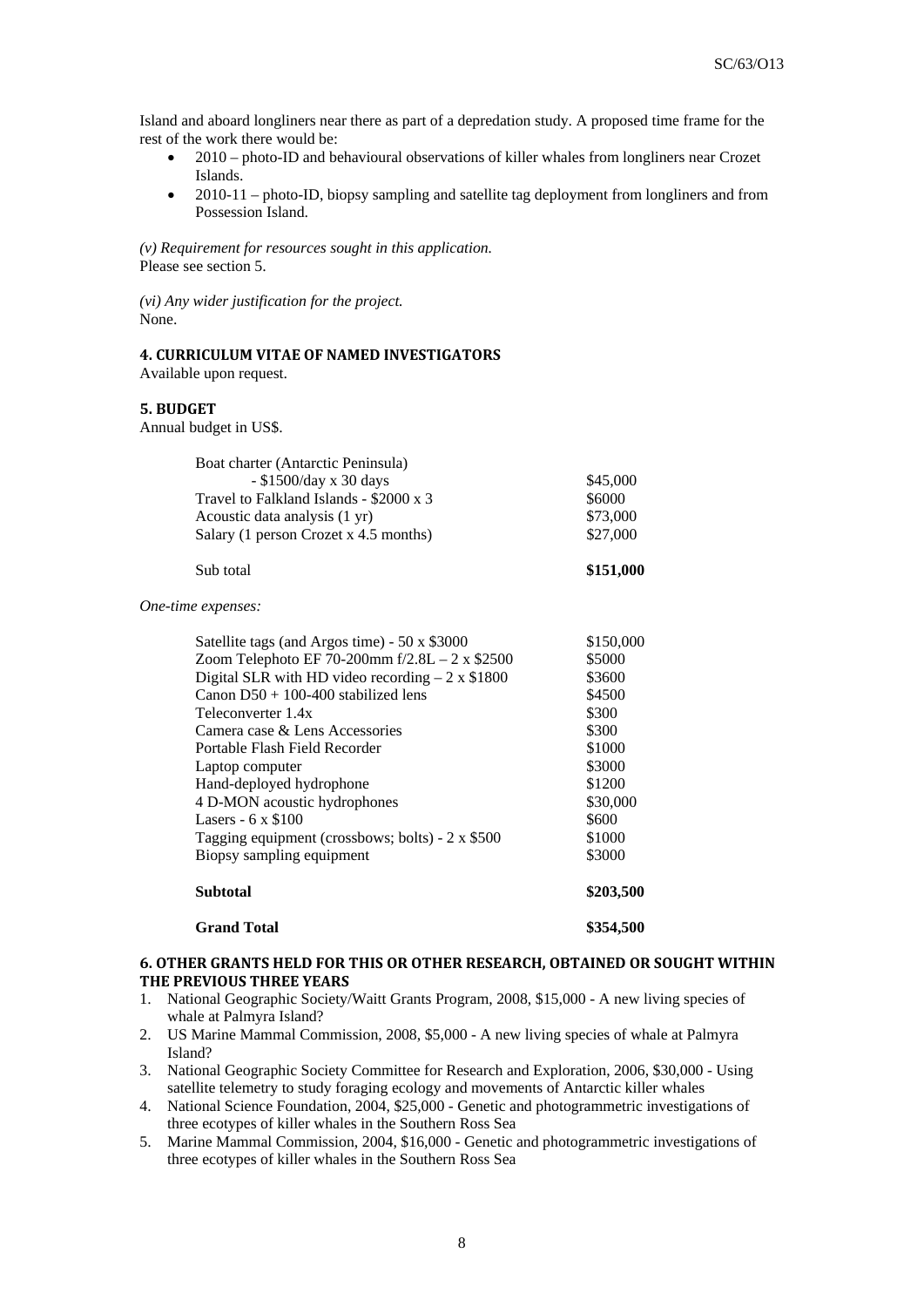Island and aboard longliners near there as part of a depredation study. A proposed time frame for the rest of the work there would be:

- 2010 – photo-ID and behavioural observations of killer whales from longliners near Crozet Islands.
- 2010-11 – photo-ID, biopsy sampling and satellite tag deployment from longliners and from Possession Island.

*(v) Requirement for resources sought in this application.*
Please see section 5.

*(vi) Any wider justification for the project.*
None.

## 4. CURRICULUM VITAE OF NAMED INVESTIGATORS

Available upon request.

## 5. BUDGET

Annual budget in US$.

| Item | Amount |
|---|---|
| Boat charter (Antarctic Peninsula) - $1500/day x 30 days | $45,000 |
| Travel to Falkland Islands - $2000 x 3 | $6000 |
| Acoustic data analysis (1 yr) | $73,000 |
| Salary (1 person Crozet x 4.5 months) | $27,000 |
| Sub total | **$151,000** |

*One-time expenses:*

| Item | Amount |
|---|---|
| Satellite tags (and Argos time) - 50 x $3000 | $150,000 |
| Zoom Telephoto EF 70-200mm f/2.8L – 2 x $2500 | $5000 |
| Digital SLR with HD video recording – 2 x $1800 | $3600 |
| Canon D50 + 100-400 stabilized lens | $4500 |
| Teleconverter 1.4x | $300 |
| Camera case & Lens Accessories | $300 |
| Portable Flash Field Recorder | $1000 |
| Laptop computer | $3000 |
| Hand-deployed hydrophone | $1200 |
| 4 D-MON acoustic hydrophones | $30,000 |
| Lasers - 6 x $100 | $600 |
| Tagging equipment (crossbows; bolts) - 2 x $500 | $1000 |
| Biopsy sampling equipment | $3000 |
| **Subtotal** | **$203,500** |
| **Grand Total** | **$354,500** |

## 6. OTHER GRANTS HELD FOR THIS OR OTHER RESEARCH, OBTAINED OR SOUGHT WITHIN THE PREVIOUS THREE YEARS

1. National Geographic Society/Waitt Grants Program, 2008, $15,000 - A new living species of whale at Palmyra Island?
2. US Marine Mammal Commission, 2008, $5,000 - A new living species of whale at Palmyra Island?
3. National Geographic Society Committee for Research and Exploration, 2006, $30,000 - Using satellite telemetry to study foraging ecology and movements of Antarctic killer whales
4. National Science Foundation, 2004, $25,000 - Genetic and photogrammetric investigations of three ecotypes of killer whales in the Southern Ross Sea
5. Marine Mammal Commission, 2004, $16,000 - Genetic and photogrammetric investigations of three ecotypes of killer whales in the Southern Ross Sea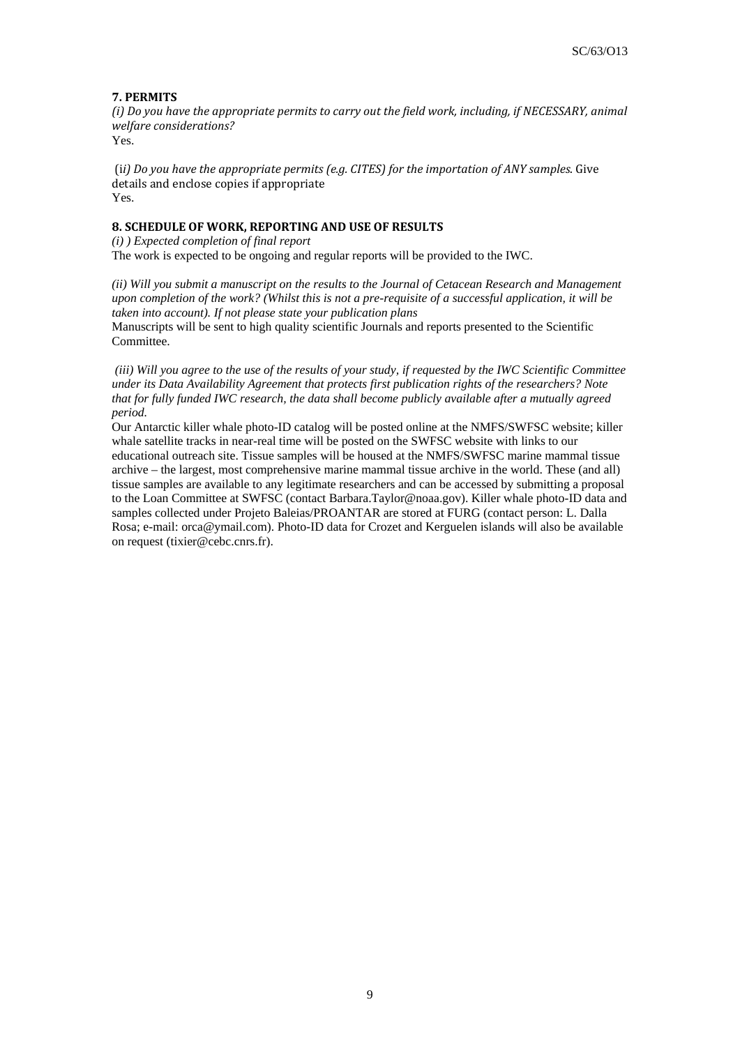### 7. PERMITS

*(i) Do you have the appropriate permits to carry out the field work, including, if NECESSARY, animal welfare considerations?*
Yes.

(i*i) Do you have the appropriate permits (e.g. CITES) for the importation of ANY samples*. Give details and enclose copies if appropriate
Yes.

### 8. SCHEDULE OF WORK, REPORTING AND USE OF RESULTS

*(i) ) Expected completion of final report*
The work is expected to be ongoing and regular reports will be provided to the IWC.

*(ii) Will you submit a manuscript on the results to the Journal of Cetacean Research and Management upon completion of the work? (Whilst this is not a pre-requisite of a successful application, it will be taken into account). If not please state your publication plans*
Manuscripts will be sent to high quality scientific Journals and reports presented to the Scientific Committee.

*(iii) Will you agree to the use of the results of your study, if requested by the IWC Scientific Committee under its Data Availability Agreement that protects first publication rights of the researchers? Note that for fully funded IWC research, the data shall become publicly available after a mutually agreed period.*
Our Antarctic killer whale photo-ID catalog will be posted online at the NMFS/SWFSC website; killer whale satellite tracks in near-real time will be posted on the SWFSC website with links to our educational outreach site. Tissue samples will be housed at the NMFS/SWFSC marine mammal tissue archive – the largest, most comprehensive marine mammal tissue archive in the world. These (and all) tissue samples are available to any legitimate researchers and can be accessed by submitting a proposal to the Loan Committee at SWFSC (contact Barbara.Taylor@noaa.gov). Killer whale photo-ID data and samples collected under Projeto Baleias/PROANTAR are stored at FURG (contact person: L. Dalla Rosa; e-mail: orca@ymail.com). Photo-ID data for Crozet and Kerguelen islands will also be available on request (tixier@cebc.cnrs.fr).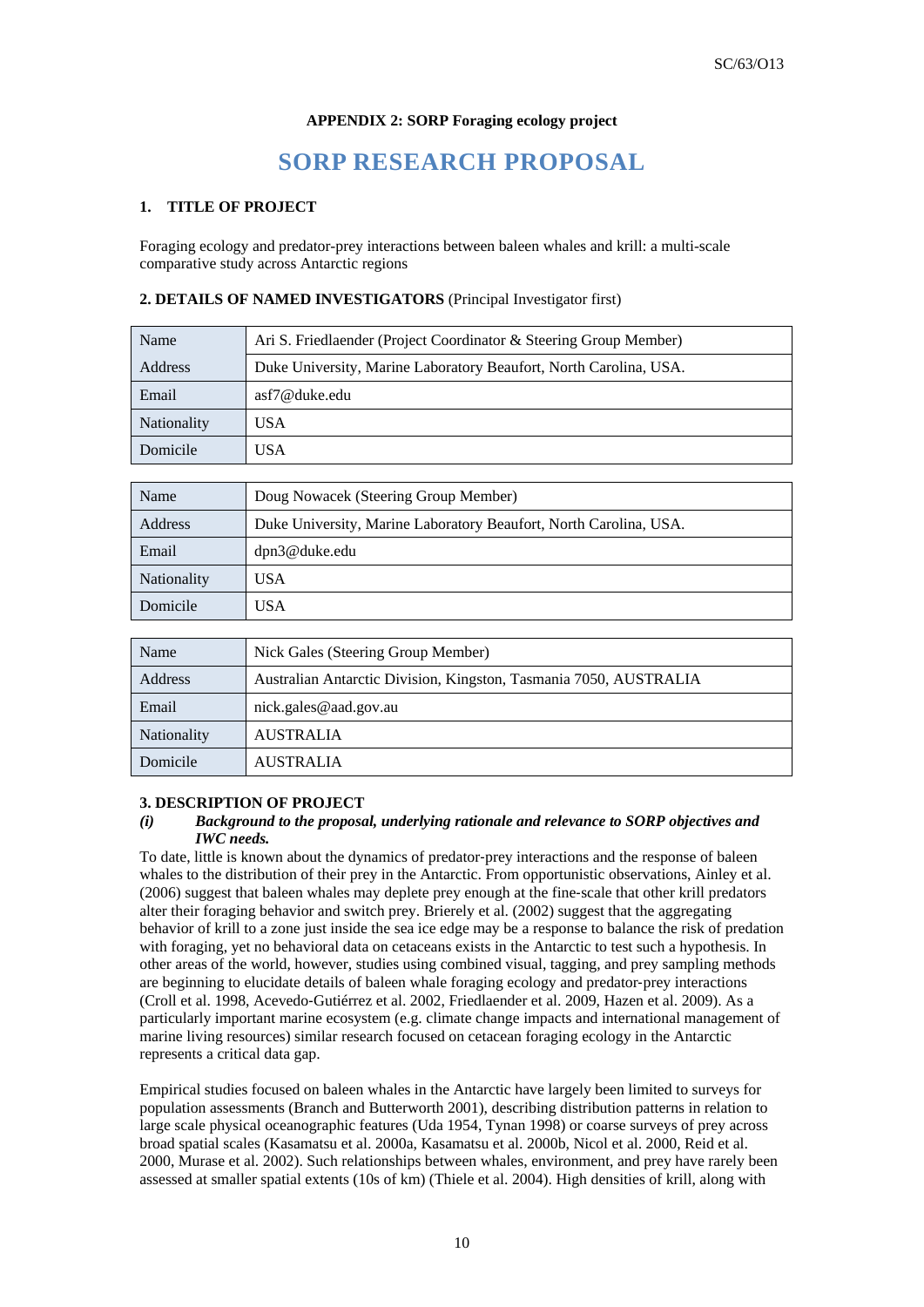**APPENDIX 2: SORP Foraging ecology project**

# SORP RESEARCH PROPOSAL

## 1. TITLE OF PROJECT

Foraging ecology and predator-prey interactions between baleen whales and krill: a multi-scale comparative study across Antarctic regions

## 2. DETAILS OF NAMED INVESTIGATORS (Principal Investigator first)

| Name | Ari S. Friedlaender (Project Coordinator & Steering Group Member) |
|---|---|
| Address | Duke University, Marine Laboratory Beaufort, North Carolina, USA. |
| Email | asf7@duke.edu |
| Nationality | USA |
| Domicile | USA |

| Name | Doug Nowacek (Steering Group Member) |
|---|---|
| Address | Duke University, Marine Laboratory Beaufort, North Carolina, USA. |
| Email | dpn3@duke.edu |
| Nationality | USA |
| Domicile | USA |

| Name | Nick Gales (Steering Group Member) |
|---|---|
| Address | Australian Antarctic Division, Kingston, Tasmania 7050, AUSTRALIA |
| Email | nick.gales@aad.gov.au |
| Nationality | AUSTRALIA |
| Domicile | AUSTRALIA |

## 3. DESCRIPTION OF PROJECT

### *(i) Background to the proposal, underlying rationale and relevance to SORP objectives and IWC needs.*

To date, little is known about the dynamics of predator-prey interactions and the response of baleen whales to the distribution of their prey in the Antarctic. From opportunistic observations, Ainley et al. (2006) suggest that baleen whales may deplete prey enough at the fine-scale that other krill predators alter their foraging behavior and switch prey. Brierely et al. (2002) suggest that the aggregating behavior of krill to a zone just inside the sea ice edge may be a response to balance the risk of predation with foraging, yet no behavioral data on cetaceans exists in the Antarctic to test such a hypothesis. In other areas of the world, however, studies using combined visual, tagging, and prey sampling methods are beginning to elucidate details of baleen whale foraging ecology and predator-prey interactions (Croll et al. 1998, Acevedo-Gutiérrez et al. 2002, Friedlaender et al. 2009, Hazen et al. 2009). As a particularly important marine ecosystem (e.g. climate change impacts and international management of marine living resources) similar research focused on cetacean foraging ecology in the Antarctic represents a critical data gap.

Empirical studies focused on baleen whales in the Antarctic have largely been limited to surveys for population assessments (Branch and Butterworth 2001), describing distribution patterns in relation to large scale physical oceanographic features (Uda 1954, Tynan 1998) or coarse surveys of prey across broad spatial scales (Kasamatsu et al. 2000a, Kasamatsu et al. 2000b, Nicol et al. 2000, Reid et al. 2000, Murase et al. 2002). Such relationships between whales, environment, and prey have rarely been assessed at smaller spatial extents (10s of km) (Thiele et al. 2004). High densities of krill, along with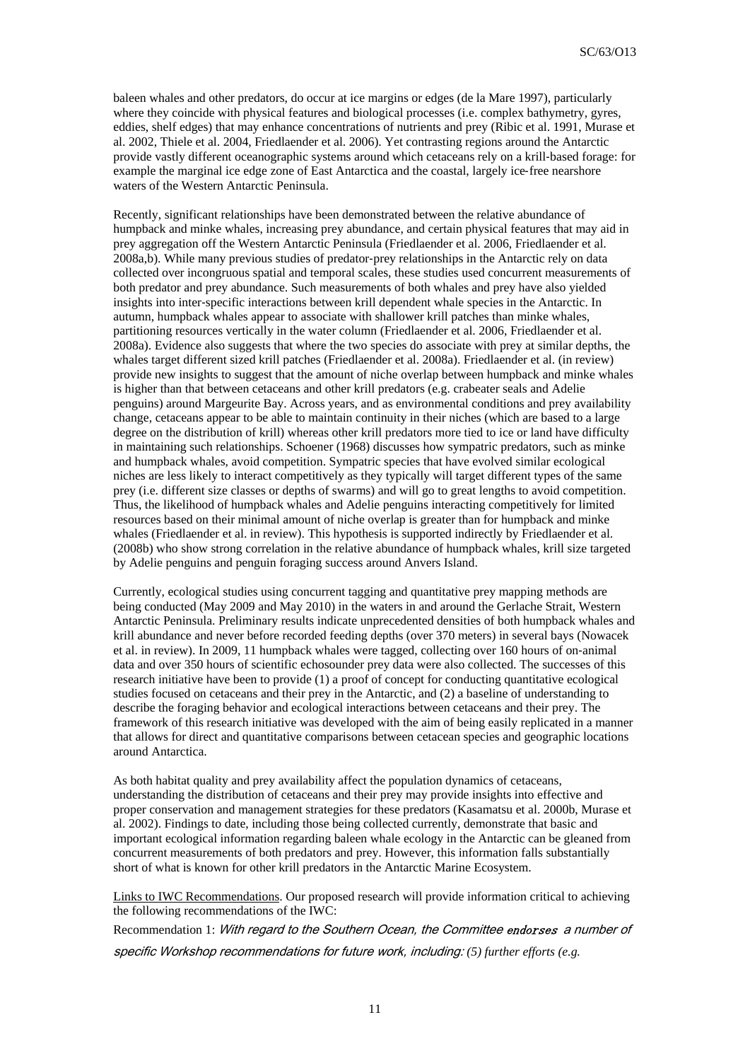baleen whales and other predators, do occur at ice margins or edges (de la Mare 1997), particularly where they coincide with physical features and biological processes (i.e. complex bathymetry, gyres, eddies, shelf edges) that may enhance concentrations of nutrients and prey (Ribic et al. 1991, Murase et al. 2002, Thiele et al. 2004, Friedlaender et al. 2006). Yet contrasting regions around the Antarctic provide vastly different oceanographic systems around which cetaceans rely on a krill-based forage: for example the marginal ice edge zone of East Antarctica and the coastal, largely ice-free nearshore waters of the Western Antarctic Peninsula.

Recently, significant relationships have been demonstrated between the relative abundance of humpback and minke whales, increasing prey abundance, and certain physical features that may aid in prey aggregation off the Western Antarctic Peninsula (Friedlaender et al. 2006, Friedlaender et al. 2008a,b). While many previous studies of predator-prey relationships in the Antarctic rely on data collected over incongruous spatial and temporal scales, these studies used concurrent measurements of both predator and prey abundance. Such measurements of both whales and prey have also yielded insights into inter-specific interactions between krill dependent whale species in the Antarctic. In autumn, humpback whales appear to associate with shallower krill patches than minke whales, partitioning resources vertically in the water column (Friedlaender et al. 2006, Friedlaender et al. 2008a). Evidence also suggests that where the two species do associate with prey at similar depths, the whales target different sized krill patches (Friedlaender et al. 2008a). Friedlaender et al. (in review) provide new insights to suggest that the amount of niche overlap between humpback and minke whales is higher than that between cetaceans and other krill predators (e.g. crabeater seals and Adelie penguins) around Marguerite Bay. Across years, and as environmental conditions and prey availability change, cetaceans appear to be able to maintain continuity in their niches (which are based to a large degree on the distribution of krill) whereas other krill predators more tied to ice or land have difficulty in maintaining such relationships. Schoener (1968) discusses how sympatric predators, such as minke and humpback whales, avoid competition. Sympatric species that have evolved similar ecological niches are less likely to interact competitively as they typically will target different types of the same prey (i.e. different size classes or depths of swarms) and will go to great lengths to avoid competition. Thus, the likelihood of humpback whales and Adelie penguins interacting competitively for limited resources based on their minimal amount of niche overlap is greater than for humpback and minke whales (Friedlaender et al. in review). This hypothesis is supported indirectly by Friedlaender et al. (2008b) who show strong correlation in the relative abundance of humpback whales, krill size targeted by Adelie penguins and penguin foraging success around Anvers Island.

Currently, ecological studies using concurrent tagging and quantitative prey mapping methods are being conducted (May 2009 and May 2010) in the waters in and around the Gerlache Strait, Western Antarctic Peninsula. Preliminary results indicate unprecedented densities of both humpback whales and krill abundance and never before recorded feeding depths (over 370 meters) in several bays (Nowacek et al. in review). In 2009, 11 humpback whales were tagged, collecting over 160 hours of on-animal data and over 350 hours of scientific echosounder prey data were also collected. The successes of this research initiative have been to provide (1) a proof of concept for conducting quantitative ecological studies focused on cetaceans and their prey in the Antarctic, and (2) a baseline of understanding to describe the foraging behavior and ecological interactions between cetaceans and their prey. The framework of this research initiative was developed with the aim of being easily replicated in a manner that allows for direct and quantitative comparisons between cetacean species and geographic locations around Antarctica.

As both habitat quality and prey availability affect the population dynamics of cetaceans, understanding the distribution of cetaceans and their prey may provide insights into effective and proper conservation and management strategies for these predators (Kasamatsu et al. 2000b, Murase et al. 2002). Findings to date, including those being collected currently, demonstrate that basic and important ecological information regarding baleen whale ecology in the Antarctic can be gleaned from concurrent measurements of both predators and prey. However, this information falls substantially short of what is known for other krill predators in the Antarctic Marine Ecosystem.

Links to IWC Recommendations. Our proposed research will provide information critical to achieving the following recommendations of the IWC:

Recommendation 1: *With regard to the Southern Ocean, the Committee endorses a number of specific Workshop recommendations for future work, including: (5) further efforts (e.g.*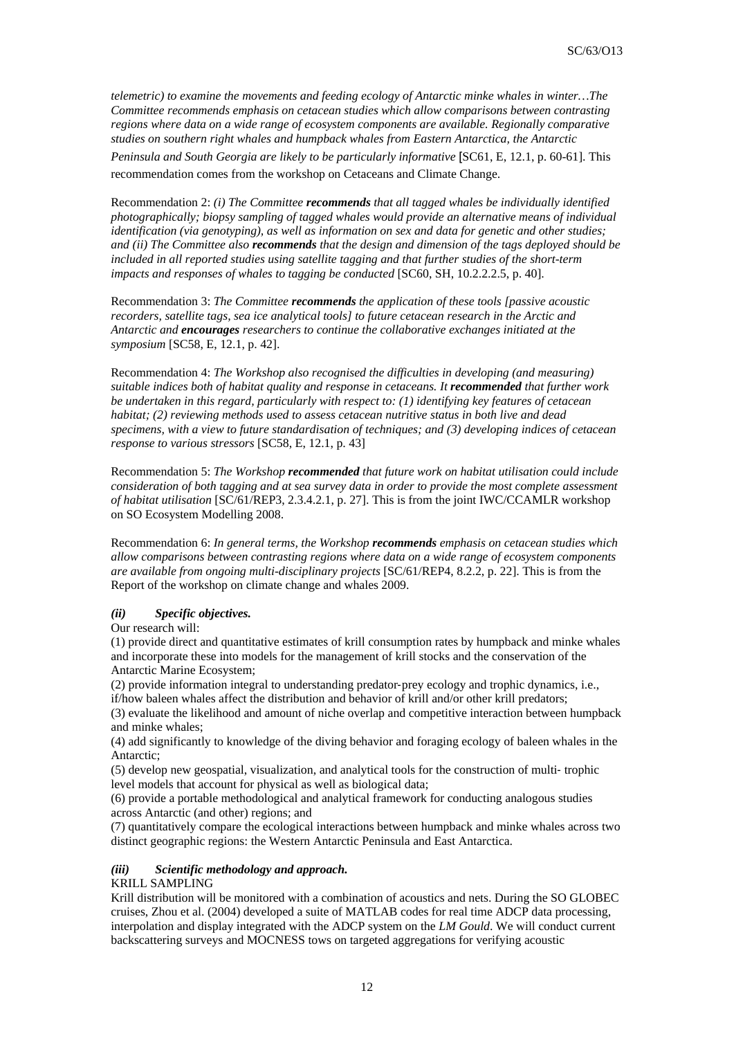*telemetric) to examine the movements and feeding ecology of Antarctic minke whales in winter…The Committee recommends emphasis on cetacean studies which allow comparisons between contrasting regions where data on a wide range of ecosystem components are available. Regionally comparative studies on southern right whales and humpback whales from Eastern Antarctica, the Antarctic Peninsula and South Georgia are likely to be particularly informative* [SC61, E, 12.1, p. 60-61]. This recommendation comes from the workshop on Cetaceans and Climate Change.

Recommendation 2: *(i) The Committee **recommends** that all tagged whales be individually identified photographically; biopsy sampling of tagged whales would provide an alternative means of individual identification (via genotyping), as well as information on sex and data for genetic and other studies; and (ii) The Committee also **recommends** that the design and dimension of the tags deployed should be included in all reported studies using satellite tagging and that further studies of the short-term impacts and responses of whales to tagging be conducted* [SC60, SH, 10.2.2.2.5, p. 40].

Recommendation 3: *The Committee **recommends** the application of these tools [passive acoustic recorders, satellite tags, sea ice analytical tools] to future cetacean research in the Arctic and Antarctic and **encourages** researchers to continue the collaborative exchanges initiated at the symposium* [SC58, E, 12.1, p. 42].

Recommendation 4: *The Workshop also recognised the difficulties in developing (and measuring) suitable indices both of habitat quality and response in cetaceans. It **recommended** that further work be undertaken in this regard, particularly with respect to: (1) identifying key features of cetacean habitat; (2) reviewing methods used to assess cetacean nutritive status in both live and dead specimens, with a view to future standardisation of techniques; and (3) developing indices of cetacean response to various stressors* [SC58, E, 12.1, p. 43]

Recommendation 5: *The Workshop **recommended** that future work on habitat utilisation could include consideration of both tagging and at sea survey data in order to provide the most complete assessment of habitat utilisation* [SC/61/REP3, 2.3.4.2.1, p. 27]. This is from the joint IWC/CCAMLR workshop on SO Ecosystem Modelling 2008.

Recommendation 6: *In general terms, the Workshop **recommends** emphasis on cetacean studies which allow comparisons between contrasting regions where data on a wide range of ecosystem components are available from ongoing multi-disciplinary projects* [SC/61/REP4, 8.2.2, p. 22]. This is from the Report of the workshop on climate change and whales 2009.

#### *(ii) Specific objectives.*

Our research will:

(1) provide direct and quantitative estimates of krill consumption rates by humpback and minke whales and incorporate these into models for the management of krill stocks and the conservation of the Antarctic Marine Ecosystem;

(2) provide information integral to understanding predator-prey ecology and trophic dynamics, i.e., if/how baleen whales affect the distribution and behavior of krill and/or other krill predators;

(3) evaluate the likelihood and amount of niche overlap and competitive interaction between humpback and minke whales;

(4) add significantly to knowledge of the diving behavior and foraging ecology of baleen whales in the Antarctic;

(5) develop new geospatial, visualization, and analytical tools for the construction of multi- trophic level models that account for physical as well as biological data;

(6) provide a portable methodological and analytical framework for conducting analogous studies across Antarctic (and other) regions; and

(7) quantitatively compare the ecological interactions between humpback and minke whales across two distinct geographic regions: the Western Antarctic Peninsula and East Antarctica.

#### *(iii) Scientific methodology and approach.*

KRILL SAMPLING

Krill distribution will be monitored with a combination of acoustics and nets. During the SO GLOBEC cruises, Zhou et al. (2004) developed a suite of MATLAB codes for real time ADCP data processing, interpolation and display integrated with the ADCP system on the *LM Gould*. We will conduct current backscattering surveys and MOCNESS tows on targeted aggregations for verifying acoustic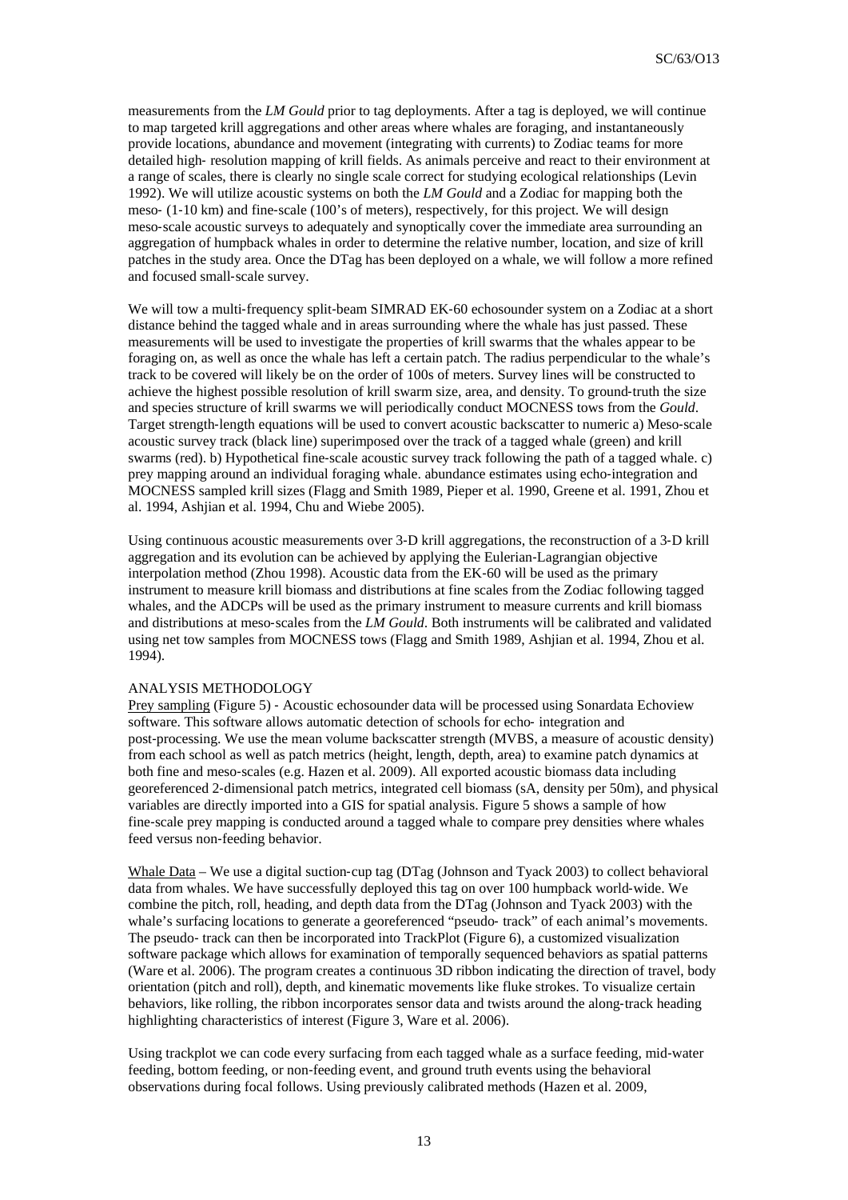measurements from the *LM Gould* prior to tag deployments. After a tag is deployed, we will continue to map targeted krill aggregations and other areas where whales are foraging, and instantaneously provide locations, abundance and movement (integrating with currents) to Zodiac teams for more detailed high- resolution mapping of krill fields. As animals perceive and react to their environment at a range of scales, there is clearly no single scale correct for studying ecological relationships (Levin 1992). We will utilize acoustic systems on both the *LM Gould* and a Zodiac for mapping both the meso- (1-10 km) and fine-scale (100's of meters), respectively, for this project. We will design meso-scale acoustic surveys to adequately and synoptically cover the immediate area surrounding an aggregation of humpback whales in order to determine the relative number, location, and size of krill patches in the study area. Once the DTag has been deployed on a whale, we will follow a more refined and focused small-scale survey.

We will tow a multi-frequency split-beam SIMRAD EK-60 echosounder system on a Zodiac at a short distance behind the tagged whale and in areas surrounding where the whale has just passed. These measurements will be used to investigate the properties of krill swarms that the whales appear to be foraging on, as well as once the whale has left a certain patch. The radius perpendicular to the whale's track to be covered will likely be on the order of 100s of meters. Survey lines will be constructed to achieve the highest possible resolution of krill swarm size, area, and density. To ground-truth the size and species structure of krill swarms we will periodically conduct MOCNESS tows from the *Gould*. Target strength-length equations will be used to convert acoustic backscatter to numeric a) Meso-scale acoustic survey track (black line) superimposed over the track of a tagged whale (green) and krill swarms (red). b) Hypothetical fine-scale acoustic survey track following the path of a tagged whale. c) prey mapping around an individual foraging whale. abundance estimates using echo-integration and MOCNESS sampled krill sizes (Flagg and Smith 1989, Pieper et al. 1990, Greene et al. 1991, Zhou et al. 1994, Ashjian et al. 1994, Chu and Wiebe 2005).

Using continuous acoustic measurements over 3-D krill aggregations, the reconstruction of a 3-D krill aggregation and its evolution can be achieved by applying the Eulerian-Lagrangian objective interpolation method (Zhou 1998). Acoustic data from the EK-60 will be used as the primary instrument to measure krill biomass and distributions at fine scales from the Zodiac following tagged whales, and the ADCPs will be used as the primary instrument to measure currents and krill biomass and distributions at meso-scales from the *LM Gould*. Both instruments will be calibrated and validated using net tow samples from MOCNESS tows (Flagg and Smith 1989, Ashjian et al. 1994, Zhou et al. 1994).

## ANALYSIS METHODOLOGY

Prey sampling (Figure 5) - Acoustic echosounder data will be processed using Sonardata Echoview software. This software allows automatic detection of schools for echo- integration and post-processing. We use the mean volume backscatter strength (MVBS, a measure of acoustic density) from each school as well as patch metrics (height, length, depth, area) to examine patch dynamics at both fine and meso-scales (e.g. Hazen et al. 2009). All exported acoustic biomass data including georeferenced 2-dimensional patch metrics, integrated cell biomass (sA, density per 50m), and physical variables are directly imported into a GIS for spatial analysis. Figure 5 shows a sample of how fine-scale prey mapping is conducted around a tagged whale to compare prey densities where whales feed versus non-feeding behavior.

Whale Data – We use a digital suction-cup tag (DTag (Johnson and Tyack 2003) to collect behavioral data from whales. We have successfully deployed this tag on over 100 humpback world-wide. We combine the pitch, roll, heading, and depth data from the DTag (Johnson and Tyack 2003) with the whale's surfacing locations to generate a georeferenced "pseudo- track" of each animal's movements. The pseudo- track can then be incorporated into TrackPlot (Figure 6), a customized visualization software package which allows for examination of temporally sequenced behaviors as spatial patterns (Ware et al. 2006). The program creates a continuous 3D ribbon indicating the direction of travel, body orientation (pitch and roll), depth, and kinematic movements like fluke strokes. To visualize certain behaviors, like rolling, the ribbon incorporates sensor data and twists around the along-track heading highlighting characteristics of interest (Figure 3, Ware et al. 2006).

Using trackplot we can code every surfacing from each tagged whale as a surface feeding, mid-water feeding, bottom feeding, or non-feeding event, and ground truth events using the behavioral observations during focal follows. Using previously calibrated methods (Hazen et al. 2009,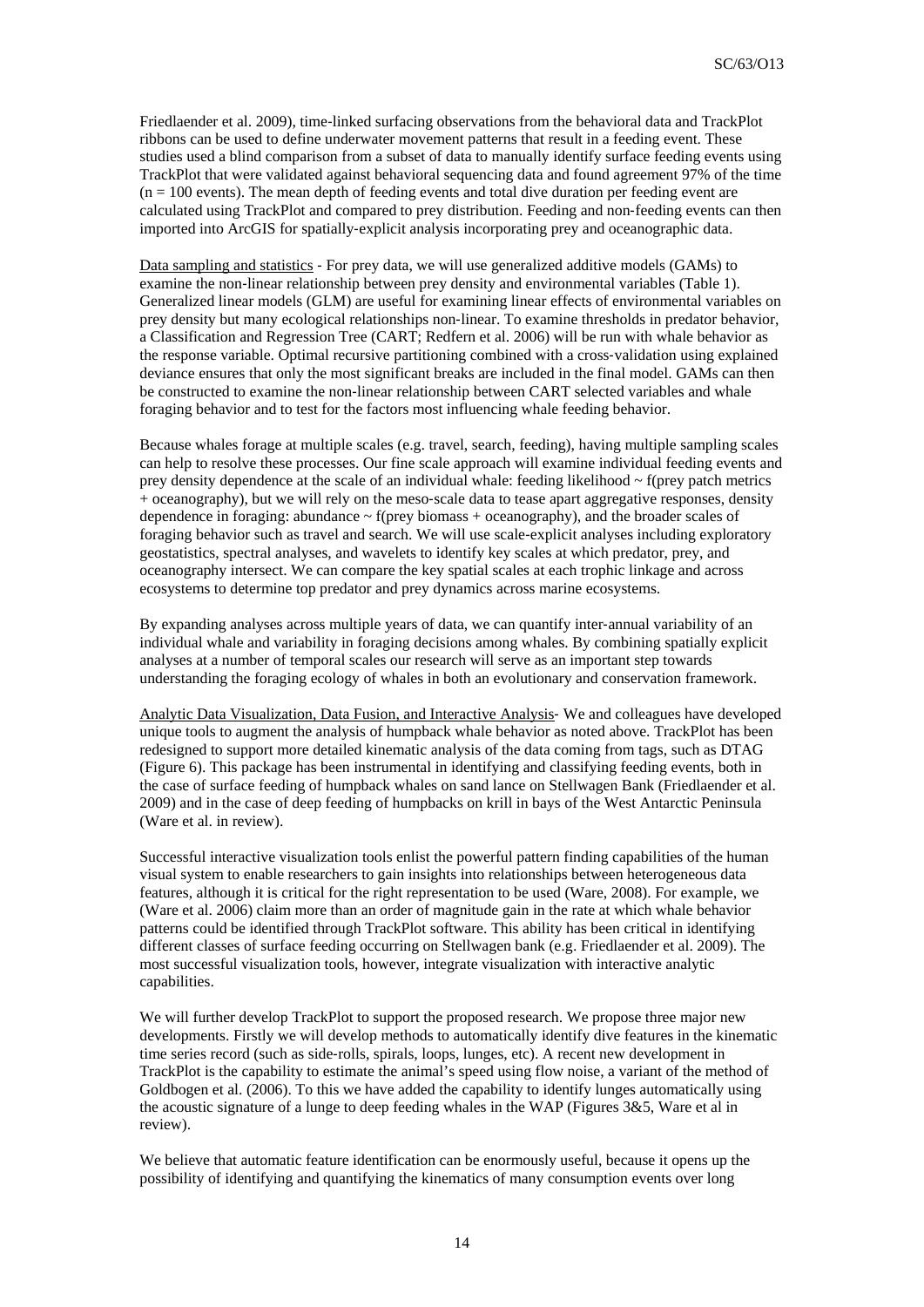Friedlaender et al. 2009), time-linked surfacing observations from the behavioral data and TrackPlot ribbons can be used to define underwater movement patterns that result in a feeding event. These studies used a blind comparison from a subset of data to manually identify surface feeding events using TrackPlot that were validated against behavioral sequencing data and found agreement 97% of the time ($n = 100$ events). The mean depth of feeding events and total dive duration per feeding event are calculated using TrackPlot and compared to prey distribution. Feeding and non-feeding events can then imported into ArcGIS for spatially-explicit analysis incorporating prey and oceanographic data.

Data sampling and statistics - For prey data, we will use generalized additive models (GAMs) to examine the non-linear relationship between prey density and environmental variables (Table 1). Generalized linear models (GLM) are useful for examining linear effects of environmental variables on prey density but many ecological relationships non-linear. To examine thresholds in predator behavior, a Classification and Regression Tree (CART; Redfern et al. 2006) will be run with whale behavior as the response variable. Optimal recursive partitioning combined with a cross-validation using explained deviance ensures that only the most significant breaks are included in the final model. GAMs can then be constructed to examine the non-linear relationship between CART selected variables and whale foraging behavior and to test for the factors most influencing whale feeding behavior.

Because whales forage at multiple scales (e.g. travel, search, feeding), having multiple sampling scales can help to resolve these processes. Our fine scale approach will examine individual feeding events and prey density dependence at the scale of an individual whale: feeding likelihood ~ f(prey patch metrics + oceanography), but we will rely on the meso-scale data to tease apart aggregative responses, density dependence in foraging: abundance ~ f(prey biomass + oceanography), and the broader scales of foraging behavior such as travel and search. We will use scale-explicit analyses including exploratory geostatistics, spectral analyses, and wavelets to identify key scales at which predator, prey, and oceanography intersect. We can compare the key spatial scales at each trophic linkage and across ecosystems to determine top predator and prey dynamics across marine ecosystems.

By expanding analyses across multiple years of data, we can quantify inter-annual variability of an individual whale and variability in foraging decisions among whales. By combining spatially explicit analyses at a number of temporal scales our research will serve as an important step towards understanding the foraging ecology of whales in both an evolutionary and conservation framework.

Analytic Data Visualization, Data Fusion, and Interactive Analysis- We and colleagues have developed unique tools to augment the analysis of humpback whale behavior as noted above. TrackPlot has been redesigned to support more detailed kinematic analysis of the data coming from tags, such as DTAG (Figure 6). This package has been instrumental in identifying and classifying feeding events, both in the case of surface feeding of humpback whales on sand lance on Stellwagen Bank (Friedlaender et al. 2009) and in the case of deep feeding of humpbacks on krill in bays of the West Antarctic Peninsula (Ware et al. in review).

Successful interactive visualization tools enlist the powerful pattern finding capabilities of the human visual system to enable researchers to gain insights into relationships between heterogeneous data features, although it is critical for the right representation to be used (Ware, 2008). For example, we (Ware et al. 2006) claim more than an order of magnitude gain in the rate at which whale behavior patterns could be identified through TrackPlot software. This ability has been critical in identifying different classes of surface feeding occurring on Stellwagen bank (e.g. Friedlaender et al. 2009). The most successful visualization tools, however, integrate visualization with interactive analytic capabilities.

We will further develop TrackPlot to support the proposed research. We propose three major new developments. Firstly we will develop methods to automatically identify dive features in the kinematic time series record (such as side-rolls, spirals, loops, lunges, etc). A recent new development in TrackPlot is the capability to estimate the animal's speed using flow noise, a variant of the method of Goldbogen et al. (2006). To this we have added the capability to identify lunges automatically using the acoustic signature of a lunge to deep feeding whales in the WAP (Figures 3&5, Ware et al in review).

We believe that automatic feature identification can be enormously useful, because it opens up the possibility of identifying and quantifying the kinematics of many consumption events over long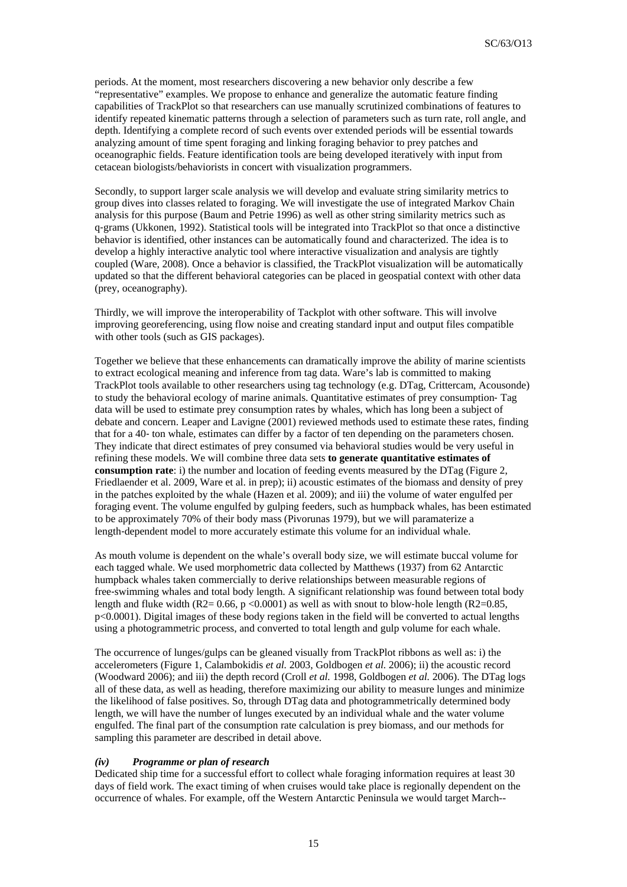periods. At the moment, most researchers discovering a new behavior only describe a few "representative" examples. We propose to enhance and generalize the automatic feature finding capabilities of TrackPlot so that researchers can use manually scrutinized combinations of features to identify repeated kinematic patterns through a selection of parameters such as turn rate, roll angle, and depth. Identifying a complete record of such events over extended periods will be essential towards analyzing amount of time spent foraging and linking foraging behavior to prey patches and oceanographic fields. Feature identification tools are being developed iteratively with input from cetacean biologists/behaviorists in concert with visualization programmers.

Secondly, to support larger scale analysis we will develop and evaluate string similarity metrics to group dives into classes related to foraging. We will investigate the use of integrated Markov Chain analysis for this purpose (Baum and Petrie 1996) as well as other string similarity metrics such as q-grams (Ukkonen, 1992). Statistical tools will be integrated into TrackPlot so that once a distinctive behavior is identified, other instances can be automatically found and characterized. The idea is to develop a highly interactive analytic tool where interactive visualization and analysis are tightly coupled (Ware, 2008). Once a behavior is classified, the TrackPlot visualization will be automatically updated so that the different behavioral categories can be placed in geospatial context with other data (prey, oceanography).

Thirdly, we will improve the interoperability of Tackplot with other software. This will involve improving georeferencing, using flow noise and creating standard input and output files compatible with other tools (such as GIS packages).

Together we believe that these enhancements can dramatically improve the ability of marine scientists to extract ecological meaning and inference from tag data. Ware's lab is committed to making TrackPlot tools available to other researchers using tag technology (e.g. DTag, Crittercam, Acousonde) to study the behavioral ecology of marine animals. Quantitative estimates of prey consumption- Tag data will be used to estimate prey consumption rates by whales, which has long been a subject of debate and concern. Leaper and Lavigne (2001) reviewed methods used to estimate these rates, finding that for a 40- ton whale, estimates can differ by a factor of ten depending on the parameters chosen. They indicate that direct estimates of prey consumed via behavioral studies would be very useful in refining these models. We will combine three data sets **to generate quantitative estimates of consumption rate**: i) the number and location of feeding events measured by the DTag (Figure 2, Friedlaender et al. 2009, Ware et al. in prep); ii) acoustic estimates of the biomass and density of prey in the patches exploited by the whale (Hazen et al. 2009); and iii) the volume of water engulfed per foraging event. The volume engulfed by gulping feeders, such as humpback whales, has been estimated to be approximately 70% of their body mass (Pivorunas 1979), but we will paramaterize a length-dependent model to more accurately estimate this volume for an individual whale.

As mouth volume is dependent on the whale's overall body size, we will estimate buccal volume for each tagged whale. We used morphometric data collected by Matthews (1937) from 62 Antarctic humpback whales taken commercially to derive relationships between measurable regions of free-swimming whales and total body length. A significant relationship was found between total body length and fluke width ($R2= 0.66$, $p < 0.0001$) as well as with snout to blow-hole length ($R2=0.85$, $p<0.0001$). Digital images of these body regions taken in the field will be converted to actual lengths using a photogrammetric process, and converted to total length and gulp volume for each whale.

The occurrence of lunges/gulps can be gleaned visually from TrackPlot ribbons as well as: i) the accelerometers (Figure 1, Calambokidis *et al.* 2003, Goldbogen *et al.* 2006); ii) the acoustic record (Woodward 2006); and iii) the depth record (Croll *et al.* 1998, Goldbogen *et al.* 2006). The DTag logs all of these data, as well as heading, therefore maximizing our ability to measure lunges and minimize the likelihood of false positives. So, through DTag data and photogrammetrically determined body length, we will have the number of lunges executed by an individual whale and the water volume engulfed. The final part of the consumption rate calculation is prey biomass, and our methods for sampling this parameter are described in detail above.

### *(iv) Programme or plan of research*

Dedicated ship time for a successful effort to collect whale foraging information requires at least 30 days of field work. The exact timing of when cruises would take place is regionally dependent on the occurrence of whales. For example, off the Western Antarctic Peninsula we would target March--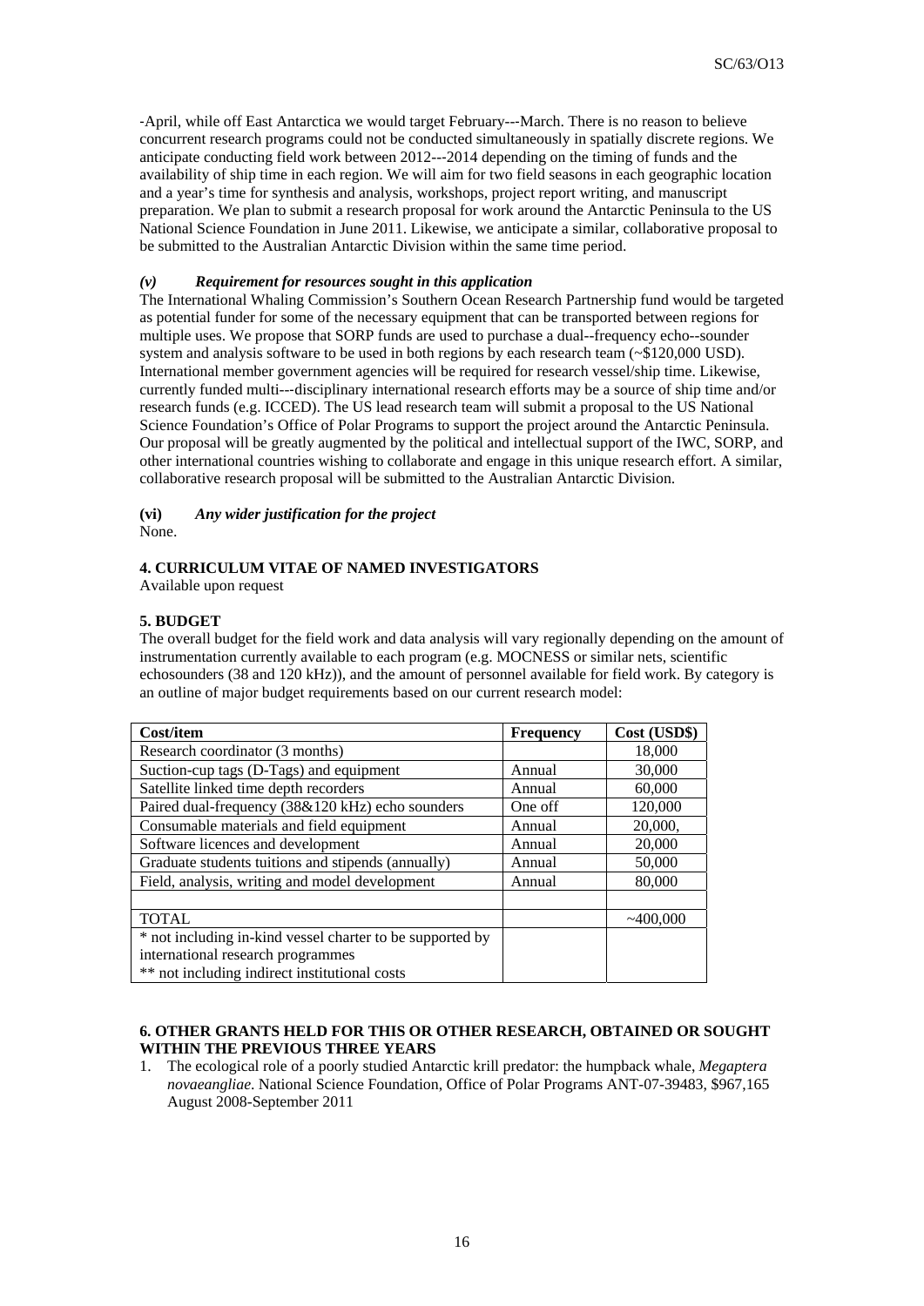-April, while off East Antarctica we would target February---March. There is no reason to believe concurrent research programs could not be conducted simultaneously in spatially discrete regions. We anticipate conducting field work between 2012---2014 depending on the timing of funds and the availability of ship time in each region. We will aim for two field seasons in each geographic location and a year's time for synthesis and analysis, workshops, project report writing, and manuscript preparation. We plan to submit a research proposal for work around the Antarctic Peninsula to the US National Science Foundation in June 2011. Likewise, we anticipate a similar, collaborative proposal to be submitted to the Australian Antarctic Division within the same time period.

#### *(v) Requirement for resources sought in this application*

The International Whaling Commission's Southern Ocean Research Partnership fund would be targeted as potential funder for some of the necessary equipment that can be transported between regions for multiple uses. We propose that SORP funds are used to purchase a dual--frequency echo--sounder system and analysis software to be used in both regions by each research team (~$120,000 USD). International member government agencies will be required for research vessel/ship time. Likewise, currently funded multi---disciplinary international research efforts may be a source of ship time and/or research funds (e.g. ICCED). The US lead research team will submit a proposal to the US National Science Foundation's Office of Polar Programs to support the project around the Antarctic Peninsula. Our proposal will be greatly augmented by the political and intellectual support of the IWC, SORP, and other international countries wishing to collaborate and engage in this unique research effort. A similar, collaborative research proposal will be submitted to the Australian Antarctic Division.

#### **(vi)** *Any wider justification for the project*

None.

### 4. CURRICULUM VITAE OF NAMED INVESTIGATORS

Available upon request

### 5. BUDGET

The overall budget for the field work and data analysis will vary regionally depending on the amount of instrumentation currently available to each program (e.g. MOCNESS or similar nets, scientific echosounders (38 and 120 kHz)), and the amount of personnel available for field work. By category is an outline of major budget requirements based on our current research model:

| Cost/item | Frequency | Cost (USD$) |
|---|---|---|
| Research coordinator (3 months) | | 18,000 |
| Suction-cup tags (D-Tags) and equipment | Annual | 30,000 |
| Satellite linked time depth recorders | Annual | 60,000 |
| Paired dual-frequency (38&120 kHz) echo sounders | One off | 120,000 |
| Consumable materials and field equipment | Annual | 20,000, |
| Software licences and development | Annual | 20,000 |
| Graduate students tuitions and stipends (annually) | Annual | 50,000 |
| Field, analysis, writing and model development | Annual | 80,000 |
| | | |
| TOTAL | | ~400,000 |
| * not including in-kind vessel charter to be supported by international research programmes<br>** not including indirect institutional costs | | |

### 6. OTHER GRANTS HELD FOR THIS OR OTHER RESEARCH, OBTAINED OR SOUGHT WITHIN THE PREVIOUS THREE YEARS

1. The ecological role of a poorly studied Antarctic krill predator: the humpback whale, *Megaptera novaeangliae*. National Science Foundation, Office of Polar Programs ANT-07-39483, $967,165 August 2008-September 2011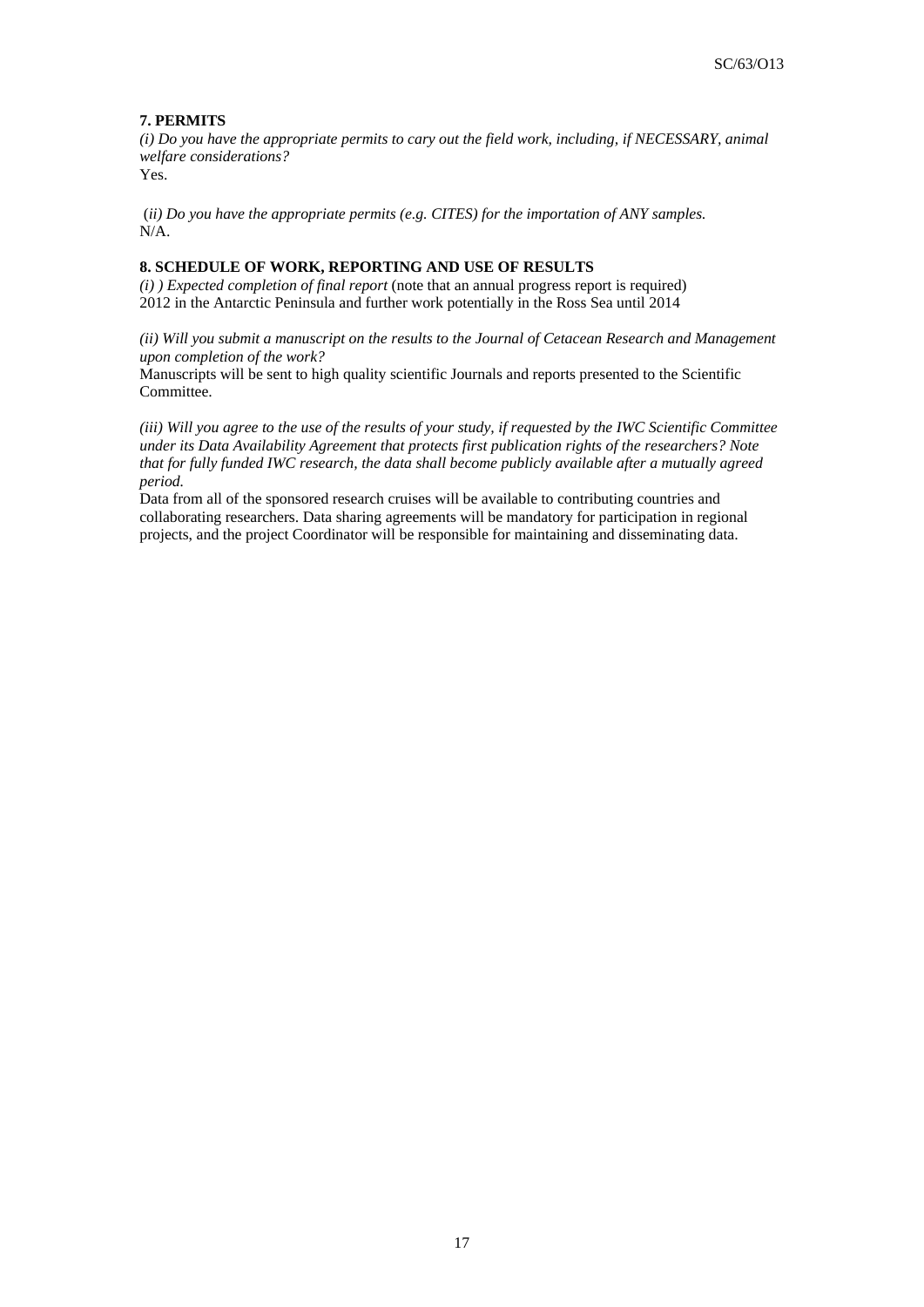**7. PERMITS**

*(i) Do you have the appropriate permits to cary out the field work, including, if NECESSARY, animal welfare considerations?*
Yes.

*(ii) Do you have the appropriate permits (e.g. CITES) for the importation of ANY samples.*
N/A.

**8. SCHEDULE OF WORK, REPORTING AND USE OF RESULTS**

*(i) ) Expected completion of final report* (note that an annual progress report is required)
2012 in the Antarctic Peninsula and further work potentially in the Ross Sea until 2014

*(ii) Will you submit a manuscript on the results to the Journal of Cetacean Research and Management upon completion of the work?*
Manuscripts will be sent to high quality scientific Journals and reports presented to the Scientific Committee.

*(iii) Will you agree to the use of the results of your study, if requested by the IWC Scientific Committee under its Data Availability Agreement that protects first publication rights of the researchers? Note that for fully funded IWC research, the data shall become publicly available after a mutually agreed period.*
Data from all of the sponsored research cruises will be available to contributing countries and collaborating researchers. Data sharing agreements will be mandatory for participation in regional projects, and the project Coordinator will be responsible for maintaining and disseminating data.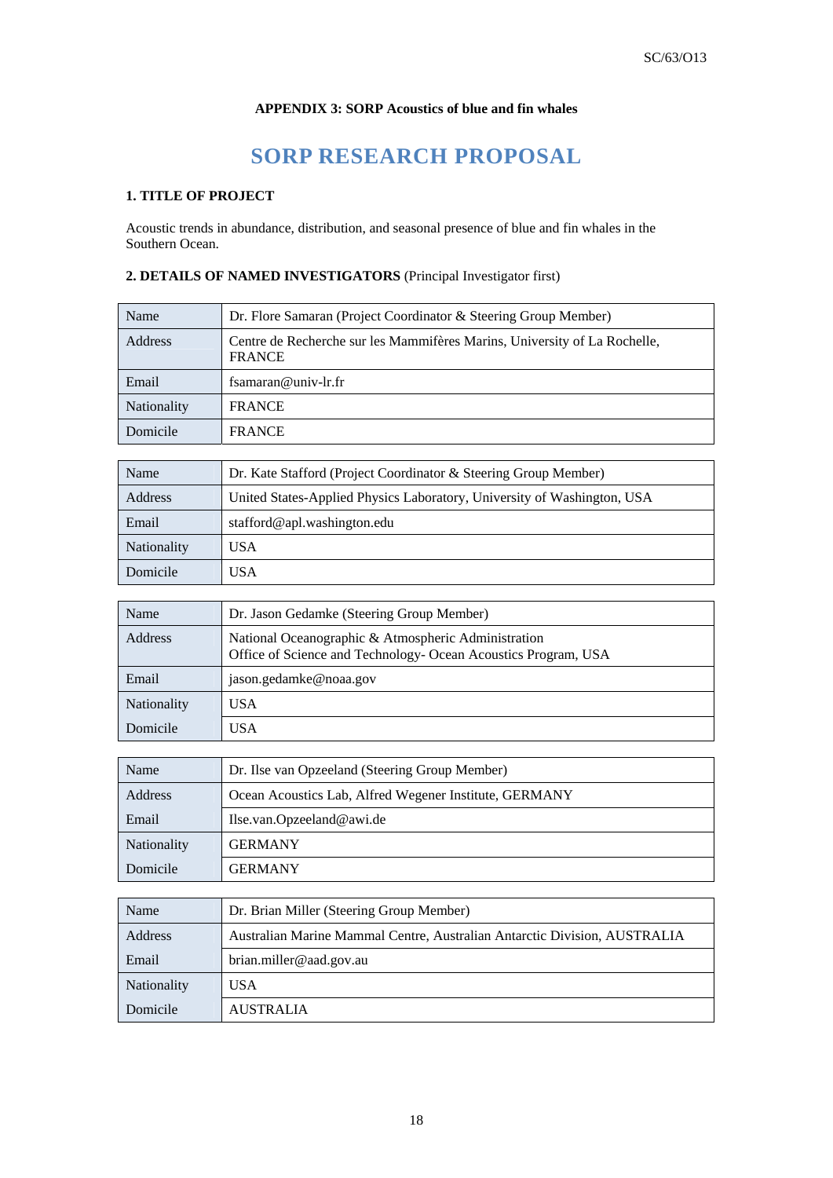**APPENDIX 3: SORP Acoustics of blue and fin whales**

# SORP RESEARCH PROPOSAL

## 1. TITLE OF PROJECT

Acoustic trends in abundance, distribution, and seasonal presence of blue and fin whales in the Southern Ocean.

## 2. DETAILS OF NAMED INVESTIGATORS (Principal Investigator first)

| Name | Dr. Flore Samaran (Project Coordinator & Steering Group Member) |
|---|---|
| Address | Centre de Recherche sur les Mammifères Marins, University of La Rochelle, FRANCE |
| Email | fsamaran@univ-lr.fr |
| Nationality | FRANCE |
| Domicile | FRANCE |

| Name | Dr. Kate Stafford (Project Coordinator & Steering Group Member) |
|---|---|
| Address | United States-Applied Physics Laboratory, University of Washington, USA |
| Email | stafford@apl.washington.edu |
| Nationality | USA |
| Domicile | USA |

| Name | Dr. Jason Gedamke (Steering Group Member) |
|---|---|
| Address | National Oceanographic & Atmospheric Administration<br>Office of Science and Technology- Ocean Acoustics Program, USA |
| Email | jason.gedamke@noaa.gov |
| Nationality | USA |
| Domicile | USA |

| Name | Dr. Ilse van Opzeeland (Steering Group Member) |
|---|---|
| Address | Ocean Acoustics Lab, Alfred Wegener Institute, GERMANY |
| Email | Ilse.van.Opzeeland@awi.de |
| Nationality | GERMANY |
| Domicile | GERMANY |

| Name | Dr. Brian Miller (Steering Group Member) |
|---|---|
| Address | Australian Marine Mammal Centre, Australian Antarctic Division, AUSTRALIA |
| Email | brian.miller@aad.gov.au |
| Nationality | USA |
| Domicile | AUSTRALIA |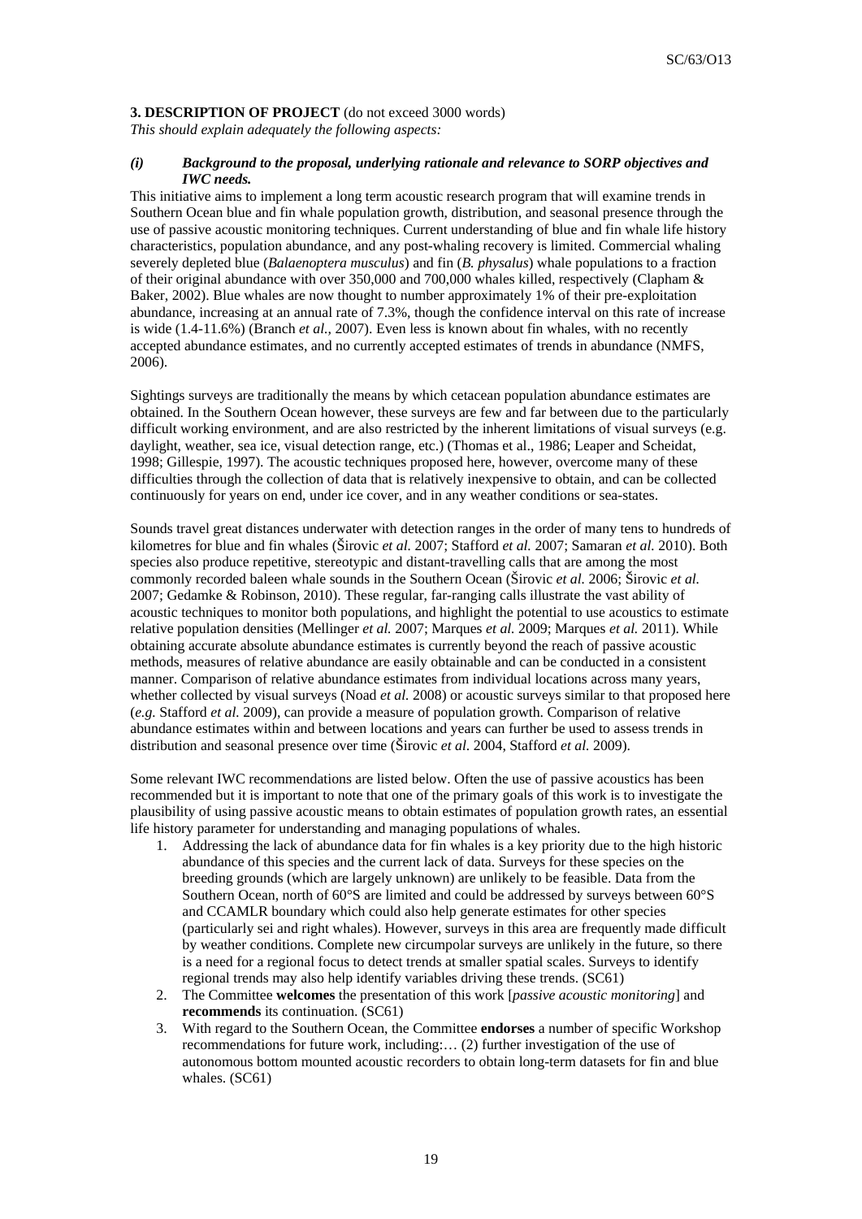**3. DESCRIPTION OF PROJECT** (do not exceed 3000 words)

*This should explain adequately the following aspects:*

***(i) Background to the proposal, underlying rationale and relevance to SORP objectives and IWC needs.***

This initiative aims to implement a long term acoustic research program that will examine trends in Southern Ocean blue and fin whale population growth, distribution, and seasonal presence through the use of passive acoustic monitoring techniques. Current understanding of blue and fin whale life history characteristics, population abundance, and any post-whaling recovery is limited. Commercial whaling severely depleted blue (*Balaenoptera musculus*) and fin (*B. physalus*) whale populations to a fraction of their original abundance with over 350,000 and 700,000 whales killed, respectively (Clapham & Baker, 2002). Blue whales are now thought to number approximately 1% of their pre-exploitation abundance, increasing at an annual rate of 7.3%, though the confidence interval on this rate of increase is wide (1.4-11.6%) (Branch *et al.*, 2007). Even less is known about fin whales, with no recently accepted abundance estimates, and no currently accepted estimates of trends in abundance (NMFS, 2006).

Sightings surveys are traditionally the means by which cetacean population abundance estimates are obtained. In the Southern Ocean however, these surveys are few and far between due to the particularly difficult working environment, and are also restricted by the inherent limitations of visual surveys (e.g. daylight, weather, sea ice, visual detection range, etc.) (Thomas et al., 1986; Leaper and Scheidat, 1998; Gillespie, 1997). The acoustic techniques proposed here, however, overcome many of these difficulties through the collection of data that is relatively inexpensive to obtain, and can be collected continuously for years on end, under ice cover, and in any weather conditions or sea-states.

Sounds travel great distances underwater with detection ranges in the order of many tens to hundreds of kilometres for blue and fin whales (Širovic *et al.* 2007; Stafford *et al.* 2007; Samaran *et al.* 2010). Both species also produce repetitive, stereotypic and distant-travelling calls that are among the most commonly recorded baleen whale sounds in the Southern Ocean (Širovic *et al.* 2006; Širovic *et al.* 2007; Gedamke & Robinson, 2010). These regular, far-ranging calls illustrate the vast ability of acoustic techniques to monitor both populations, and highlight the potential to use acoustics to estimate relative population densities (Mellinger *et al.* 2007; Marques *et al.* 2009; Marques *et al.* 2011). While obtaining accurate absolute abundance estimates is currently beyond the reach of passive acoustic methods, measures of relative abundance are easily obtainable and can be conducted in a consistent manner. Comparison of relative abundance estimates from individual locations across many years, whether collected by visual surveys (Noad *et al.* 2008) or acoustic surveys similar to that proposed here (*e.g.* Stafford *et al.* 2009), can provide a measure of population growth. Comparison of relative abundance estimates within and between locations and years can further be used to assess trends in distribution and seasonal presence over time (Širovic *et al.* 2004, Stafford *et al.* 2009).

Some relevant IWC recommendations are listed below. Often the use of passive acoustics has been recommended but it is important to note that one of the primary goals of this work is to investigate the plausibility of using passive acoustic means to obtain estimates of population growth rates, an essential life history parameter for understanding and managing populations of whales.

1. Addressing the lack of abundance data for fin whales is a key priority due to the high historic abundance of this species and the current lack of data. Surveys for these species on the breeding grounds (which are largely unknown) are unlikely to be feasible. Data from the Southern Ocean, north of 60°S are limited and could be addressed by surveys between 60°S and CCAMLR boundary which could also help generate estimates for other species (particularly sei and right whales). However, surveys in this area are frequently made difficult by weather conditions. Complete new circumpolar surveys are unlikely in the future, so there is a need for a regional focus to detect trends at smaller spatial scales. Surveys to identify regional trends may also help identify variables driving these trends. (SC61)
2. The Committee **welcomes** the presentation of this work [*passive acoustic monitoring*] and **recommends** its continuation. (SC61)
3. With regard to the Southern Ocean, the Committee **endorses** a number of specific Workshop recommendations for future work, including:… (2) further investigation of the use of autonomous bottom mounted acoustic recorders to obtain long-term datasets for fin and blue whales. (SC61)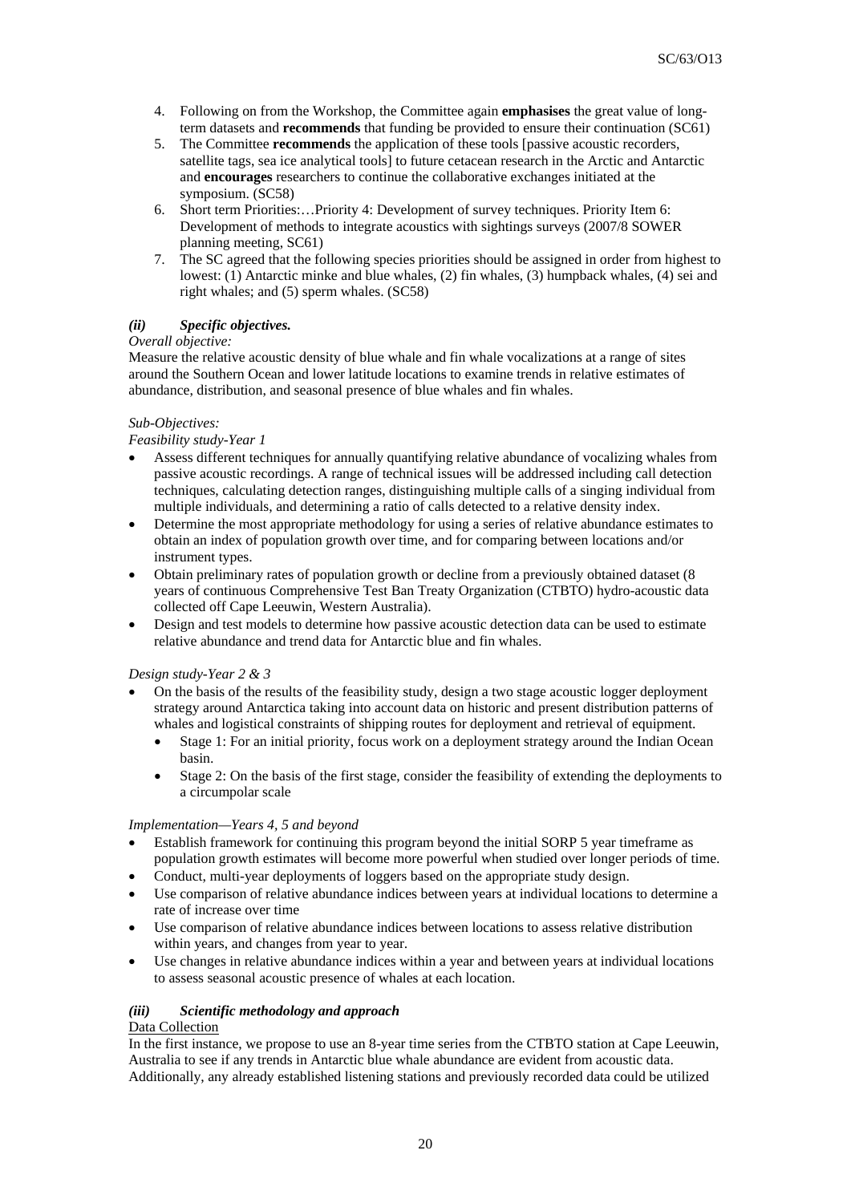4. Following on from the Workshop, the Committee again **emphasises** the great value of long-term datasets and **recommends** that funding be provided to ensure their continuation (SC61)
5. The Committee **recommends** the application of these tools [passive acoustic recorders, satellite tags, sea ice analytical tools] to future cetacean research in the Arctic and Antarctic and **encourages** researchers to continue the collaborative exchanges initiated at the symposium. (SC58)
6. Short term Priorities:…Priority 4: Development of survey techniques. Priority Item 6: Development of methods to integrate acoustics with sightings surveys (2007/8 SOWER planning meeting, SC61)
7. The SC agreed that the following species priorities should be assigned in order from highest to lowest: (1) Antarctic minke and blue whales, (2) fin whales, (3) humpback whales, (4) sei and right whales; and (5) sperm whales. (SC58)

### *(ii) Specific objectives.*

*Overall objective:*

Measure the relative acoustic density of blue whale and fin whale vocalizations at a range of sites around the Southern Ocean and lower latitude locations to examine trends in relative estimates of abundance, distribution, and seasonal presence of blue whales and fin whales.

*Sub-Objectives:*

*Feasibility study-Year 1*

- Assess different techniques for annually quantifying relative abundance of vocalizing whales from passive acoustic recordings. A range of technical issues will be addressed including call detection techniques, calculating detection ranges, distinguishing multiple calls of a singing individual from multiple individuals, and determining a ratio of calls detected to a relative density index.
- Determine the most appropriate methodology for using a series of relative abundance estimates to obtain an index of population growth over time, and for comparing between locations and/or instrument types.
- Obtain preliminary rates of population growth or decline from a previously obtained dataset (8 years of continuous Comprehensive Test Ban Treaty Organization (CTBTO) hydro-acoustic data collected off Cape Leeuwin, Western Australia).
- Design and test models to determine how passive acoustic detection data can be used to estimate relative abundance and trend data for Antarctic blue and fin whales.

*Design study-Year 2 & 3*

- On the basis of the results of the feasibility study, design a two stage acoustic logger deployment strategy around Antarctica taking into account data on historic and present distribution patterns of whales and logistical constraints of shipping routes for deployment and retrieval of equipment.
  - Stage 1: For an initial priority, focus work on a deployment strategy around the Indian Ocean basin.
  - Stage 2: On the basis of the first stage, consider the feasibility of extending the deployments to a circumpolar scale

*Implementation—Years 4, 5 and beyond*

- Establish framework for continuing this program beyond the initial SORP 5 year timeframe as population growth estimates will become more powerful when studied over longer periods of time.
- Conduct, multi-year deployments of loggers based on the appropriate study design.
- Use comparison of relative abundance indices between years at individual locations to determine a rate of increase over time
- Use comparison of relative abundance indices between locations to assess relative distribution within years, and changes from year to year.
- Use changes in relative abundance indices within a year and between years at individual locations to assess seasonal acoustic presence of whales at each location.

### *(iii) Scientific methodology and approach*

Data Collection

In the first instance, we propose to use an 8-year time series from the CTBTO station at Cape Leeuwin, Australia to see if any trends in Antarctic blue whale abundance are evident from acoustic data. Additionally, any already established listening stations and previously recorded data could be utilized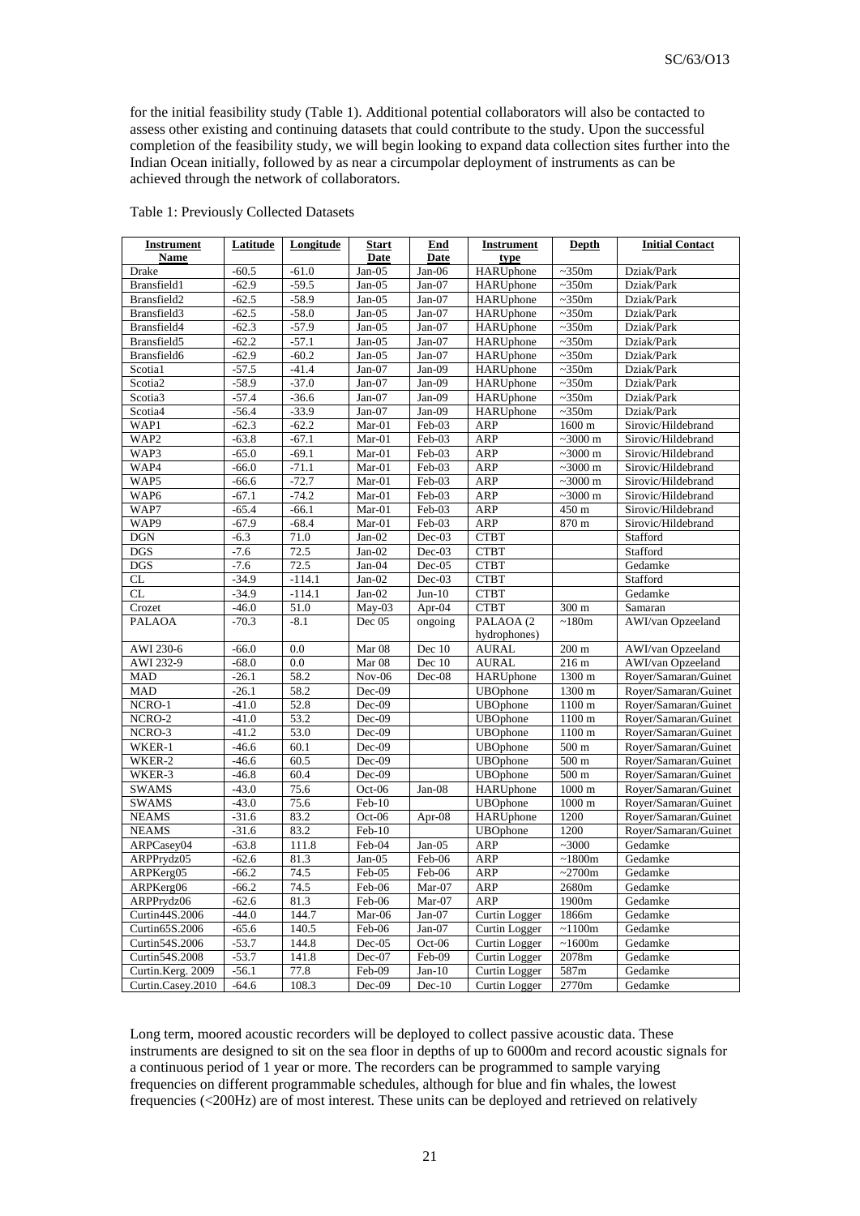for the initial feasibility study (Table 1). Additional potential collaborators will also be contacted to assess other existing and continuing datasets that could contribute to the study. Upon the successful completion of the feasibility study, we will begin looking to expand data collection sites further into the Indian Ocean initially, followed by as near a circumpolar deployment of instruments as can be achieved through the network of collaborators.

Table 1: Previously Collected Datasets

| Instrument Name | Latitude | Longitude | Start Date | End Date | Instrument type | Depth | Initial Contact |
|---|---|---|---|---|---|---|---|
| Drake | -60.5 | -61.0 | Jan-05 | Jan-06 | HARUphone | ~350m | Dziak/Park |
| Bransfield1 | -62.9 | -59.5 | Jan-05 | Jan-07 | HARUphone | ~350m | Dziak/Park |
| Bransfield2 | -62.5 | -58.9 | Jan-05 | Jan-07 | HARUphone | ~350m | Dziak/Park |
| Bransfield3 | -62.5 | -58.0 | Jan-05 | Jan-07 | HARUphone | ~350m | Dziak/Park |
| Bransfield4 | -62.3 | -57.9 | Jan-05 | Jan-07 | HARUphone | ~350m | Dziak/Park |
| Bransfield5 | -62.2 | -57.1 | Jan-05 | Jan-07 | HARUphone | ~350m | Dziak/Park |
| Bransfield6 | -62.9 | -60.2 | Jan-05 | Jan-07 | HARUphone | ~350m | Dziak/Park |
| Scotia1 | -57.5 | -41.4 | Jan-07 | Jan-09 | HARUphone | ~350m | Dziak/Park |
| Scotia2 | -58.9 | -37.0 | Jan-07 | Jan-09 | HARUphone | ~350m | Dziak/Park |
| Scotia3 | -57.4 | -36.6 | Jan-07 | Jan-09 | HARUphone | ~350m | Dziak/Park |
| Scotia4 | -56.4 | -33.9 | Jan-07 | Jan-09 | HARUphone | ~350m | Dziak/Park |
| WAP1 | -62.3 | -62.2 | Mar-01 | Feb-03 | ARP | 1600 m | Sirovic/Hildebrand |
| WAP2 | -63.8 | -67.1 | Mar-01 | Feb-03 | ARP | ~3000 m | Sirovic/Hildebrand |
| WAP3 | -65.0 | -69.1 | Mar-01 | Feb-03 | ARP | ~3000 m | Sirovic/Hildebrand |
| WAP4 | -66.0 | -71.1 | Mar-01 | Feb-03 | ARP | ~3000 m | Sirovic/Hildebrand |
| WAP5 | -66.6 | -72.7 | Mar-01 | Feb-03 | ARP | ~3000 m | Sirovic/Hildebrand |
| WAP6 | -67.1 | -74.2 | Mar-01 | Feb-03 | ARP | ~3000 m | Sirovic/Hildebrand |
| WAP7 | -65.4 | -66.1 | Mar-01 | Feb-03 | ARP | 450 m | Sirovic/Hildebrand |
| WAP9 | -67.9 | -68.4 | Mar-01 | Feb-03 | ARP | 870 m | Sirovic/Hildebrand |
| DGN | -6.3 | 71.0 | Jan-02 | Dec-03 | CTBT | | Stafford |
| DGS | -7.6 | 72.5 | Jan-02 | Dec-03 | CTBT | | Stafford |
| DGS | -7.6 | 72.5 | Jan-04 | Dec-05 | CTBT | | Gedamke |
| CL | -34.9 | -114.1 | Jan-02 | Dec-03 | CTBT | | Stafford |
| CL | -34.9 | -114.1 | Jan-02 | Jun-10 | CTBT | | Gedamke |
| Crozet | -46.0 | 51.0 | May-03 | Apr-04 | CTBT | 300 m | Samaran |
| PALAOA | -70.3 | -8.1 | Dec 05 | ongoing | PALAOA (2 hydrophones) | ~180m | AWI/van Opzeeland |
| AWI 230-6 | -66.0 | 0.0 | Mar 08 | Dec 10 | AURAL | 200 m | AWI/van Opzeeland |
| AWI 232-9 | -68.0 | 0.0 | Mar 08 | Dec 10 | AURAL | 216 m | AWI/van Opzeeland |
| MAD | -26.1 | 58.2 | Nov-06 | Dec-08 | HARUphone | 1300 m | Royer/Samaran/Guinet |
| MAD | -26.1 | 58.2 | Dec-09 | | UBOphone | 1300 m | Royer/Samaran/Guinet |
| NCRO-1 | -41.0 | 52.8 | Dec-09 | | UBOphone | 1100 m | Royer/Samaran/Guinet |
| NCRO-2 | -41.0 | 53.2 | Dec-09 | | UBOphone | 1100 m | Royer/Samaran/Guinet |
| NCRO-3 | -41.2 | 53.0 | Dec-09 | | UBOphone | 1100 m | Royer/Samaran/Guinet |
| WKER-1 | -46.6 | 60.1 | Dec-09 | | UBOphone | 500 m | Royer/Samaran/Guinet |
| WKER-2 | -46.6 | 60.5 | Dec-09 | | UBOphone | 500 m | Royer/Samaran/Guinet |
| WKER-3 | -46.8 | 60.4 | Dec-09 | | UBOphone | 500 m | Royer/Samaran/Guinet |
| SWAMS | -43.0 | 75.6 | Oct-06 | Jan-08 | HARUphone | 1000 m | Royer/Samaran/Guinet |
| SWAMS | -43.0 | 75.6 | Feb-10 | | UBOphone | 1000 m | Royer/Samaran/Guinet |
| NEAMS | -31.6 | 83.2 | Oct-06 | Apr-08 | HARUphone | 1200 | Royer/Samaran/Guinet |
| NEAMS | -31.6 | 83.2 | Feb-10 | | UBOphone | 1200 | Royer/Samaran/Guinet |
| ARPCasey04 | -63.8 | 111.8 | Feb-04 | Jan-05 | ARP | ~3000 | Gedamke |
| ARPPrydz05 | -62.6 | 81.3 | Jan-05 | Feb-06 | ARP | ~1800m | Gedamke |
| ARPKerg05 | -66.2 | 74.5 | Feb-05 | Feb-06 | ARP | ~2700m | Gedamke |
| ARPKerg06 | -66.2 | 74.5 | Feb-06 | Mar-07 | ARP | 2680m | Gedamke |
| ARPPrydz06 | -62.6 | 81.3 | Feb-06 | Mar-07 | ARP | 1900m | Gedamke |
| Curtin44S.2006 | -44.0 | 144.7 | Mar-06 | Jan-07 | Curtin Logger | 1866m | Gedamke |
| Curtin65S.2006 | -65.6 | 140.5 | Feb-06 | Jan-07 | Curtin Logger | ~1100m | Gedamke |
| Curtin54S.2006 | -53.7 | 144.8 | Dec-05 | Oct-06 | Curtin Logger | ~1600m | Gedamke |
| Curtin54S.2008 | -53.7 | 141.8 | Dec-07 | Feb-09 | Curtin Logger | 2078m | Gedamke |
| Curtin.Kerg. 2009 | -56.1 | 77.8 | Feb-09 | Jan-10 | Curtin Logger | 587m | Gedamke |
| Curtin.Casey.2010 | -64.6 | 108.3 | Dec-09 | Dec-10 | Curtin Logger | 2770m | Gedamke |

Long term, moored acoustic recorders will be deployed to collect passive acoustic data. These instruments are designed to sit on the sea floor in depths of up to 6000m and record acoustic signals for a continuous period of 1 year or more. The recorders can be programmed to sample varying frequencies on different programmable schedules, although for blue and fin whales, the lowest frequencies (<200Hz) are of most interest. These units can be deployed and retrieved on relatively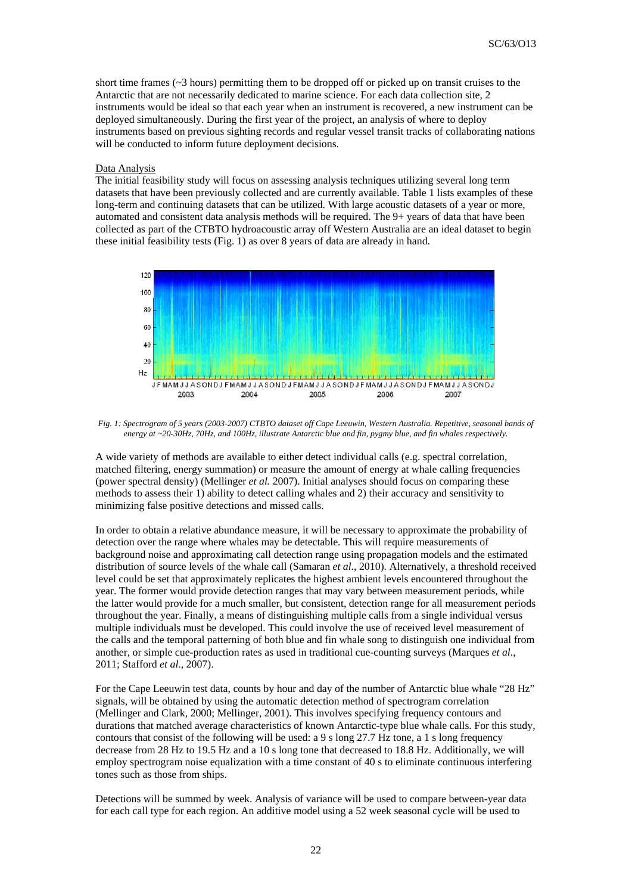short time frames (~3 hours) permitting them to be dropped off or picked up on transit cruises to the Antarctic that are not necessarily dedicated to marine science. For each data collection site, 2 instruments would be ideal so that each year when an instrument is recovered, a new instrument can be deployed simultaneously. During the first year of the project, an analysis of where to deploy instruments based on previous sighting records and regular vessel transit tracks of collaborating nations will be conducted to inform future deployment decisions.

Data Analysis

The initial feasibility study will focus on assessing analysis techniques utilizing several long term datasets that have been previously collected and are currently available. Table 1 lists examples of these long-term and continuing datasets that can be utilized. With large acoustic datasets of a year or more, automated and consistent data analysis methods will be required. The 9+ years of data that have been collected as part of the CTBTO hydroacoustic array off Western Australia are an ideal dataset to begin these initial feasibility tests (Fig. 1) as over 8 years of data are already in hand.

*Fig. 1: Spectrogram of 5 years (2003-2007) CTBTO dataset off Cape Leeuwin, Western Australia. Repetitive, seasonal bands of energy at ~20-30Hz, 70Hz, and 100Hz, illustrate Antarctic blue and fin, pygmy blue, and fin whales respectively.*

A wide variety of methods are available to either detect individual calls (e.g. spectral correlation, matched filtering, energy summation) or measure the amount of energy at whale calling frequencies (power spectral density) (Mellinger *et al.* 2007). Initial analyses should focus on comparing these methods to assess their 1) ability to detect calling whales and 2) their accuracy and sensitivity to minimizing false positive detections and missed calls.

In order to obtain a relative abundance measure, it will be necessary to approximate the probability of detection over the range where whales may be detectable. This will require measurements of background noise and approximating call detection range using propagation models and the estimated distribution of source levels of the whale call (Samaran *et al*., 2010). Alternatively, a threshold received level could be set that approximately replicates the highest ambient levels encountered throughout the year. The former would provide detection ranges that may vary between measurement periods, while the latter would provide for a much smaller, but consistent, detection range for all measurement periods throughout the year. Finally, a means of distinguishing multiple calls from a single individual versus multiple individuals must be developed. This could involve the use of received level measurement of the calls and the temporal patterning of both blue and fin whale song to distinguish one individual from another, or simple cue-production rates as used in traditional cue-counting surveys (Marques *et al*., 2011; Stafford *et al*., 2007).

For the Cape Leeuwin test data, counts by hour and day of the number of Antarctic blue whale "28 Hz" signals, will be obtained by using the automatic detection method of spectrogram correlation (Mellinger and Clark, 2000; Mellinger, 2001). This involves specifying frequency contours and durations that matched average characteristics of known Antarctic-type blue whale calls. For this study, contours that consist of the following will be used: a 9 s long 27.7 Hz tone, a 1 s long frequency decrease from 28 Hz to 19.5 Hz and a 10 s long tone that decreased to 18.8 Hz. Additionally, we will employ spectrogram noise equalization with a time constant of 40 s to eliminate continuous interfering tones such as those from ships.

Detections will be summed by week. Analysis of variance will be used to compare between-year data for each call type for each region. An additive model using a 52 week seasonal cycle will be used to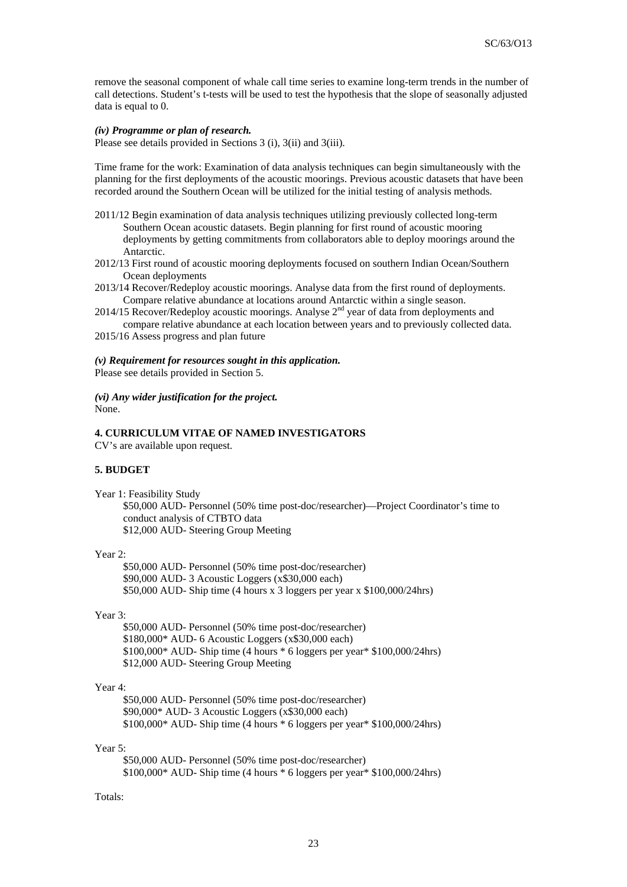remove the seasonal component of whale call time series to examine long-term trends in the number of call detections. Student's t-tests will be used to test the hypothesis that the slope of seasonally adjusted data is equal to 0.

***(iv) Programme or plan of research.***

Please see details provided in Sections 3 (i), 3(ii) and 3(iii).

Time frame for the work: Examination of data analysis techniques can begin simultaneously with the planning for the first deployments of the acoustic moorings. Previous acoustic datasets that have been recorded around the Southern Ocean will be utilized for the initial testing of analysis methods.

2011/12 Begin examination of data analysis techniques utilizing previously collected long-term Southern Ocean acoustic datasets. Begin planning for first round of acoustic mooring deployments by getting commitments from collaborators able to deploy moorings around the Antarctic.

2012/13 First round of acoustic mooring deployments focused on southern Indian Ocean/Southern Ocean deployments

2013/14 Recover/Redeploy acoustic moorings. Analyse data from the first round of deployments. Compare relative abundance at locations around Antarctic within a single season.

2014/15 Recover/Redeploy acoustic moorings. Analyse 2nd year of data from deployments and compare relative abundance at each location between years and to previously collected data.

2015/16 Assess progress and plan future

***(v) Requirement for resources sought in this application.***

Please see details provided in Section 5.

***(vi) Any wider justification for the project.***

None.

**4. CURRICULUM VITAE OF NAMED INVESTIGATORS**

CV's are available upon request.

**5. BUDGET**

Year 1: Feasibility Study

- \$50,000 AUD- Personnel (50% time post-doc/researcher)—Project Coordinator's time to conduct analysis of CTBTO data
- \$12,000 AUD- Steering Group Meeting

Year 2:

- \$50,000 AUD- Personnel (50% time post-doc/researcher)
- \$90,000 AUD- 3 Acoustic Loggers (x\$30,000 each)
- \$50,000 AUD- Ship time (4 hours x 3 loggers per year x \$100,000/24hrs)

Year 3:

- \$50,000 AUD- Personnel (50% time post-doc/researcher)
- \$180,000* AUD- 6 Acoustic Loggers (x\$30,000 each)
- \$100,000* AUD- Ship time (4 hours * 6 loggers per year* \$100,000/24hrs)
- \$12,000 AUD- Steering Group Meeting

Year 4:

- \$50,000 AUD- Personnel (50% time post-doc/researcher)
- \$90,000* AUD- 3 Acoustic Loggers (x\$30,000 each)
- \$100,000* AUD- Ship time (4 hours * 6 loggers per year* \$100,000/24hrs)

Year 5:

- \$50,000 AUD- Personnel (50% time post-doc/researcher)
- \$100,000* AUD- Ship time (4 hours * 6 loggers per year* \$100,000/24hrs)

Totals: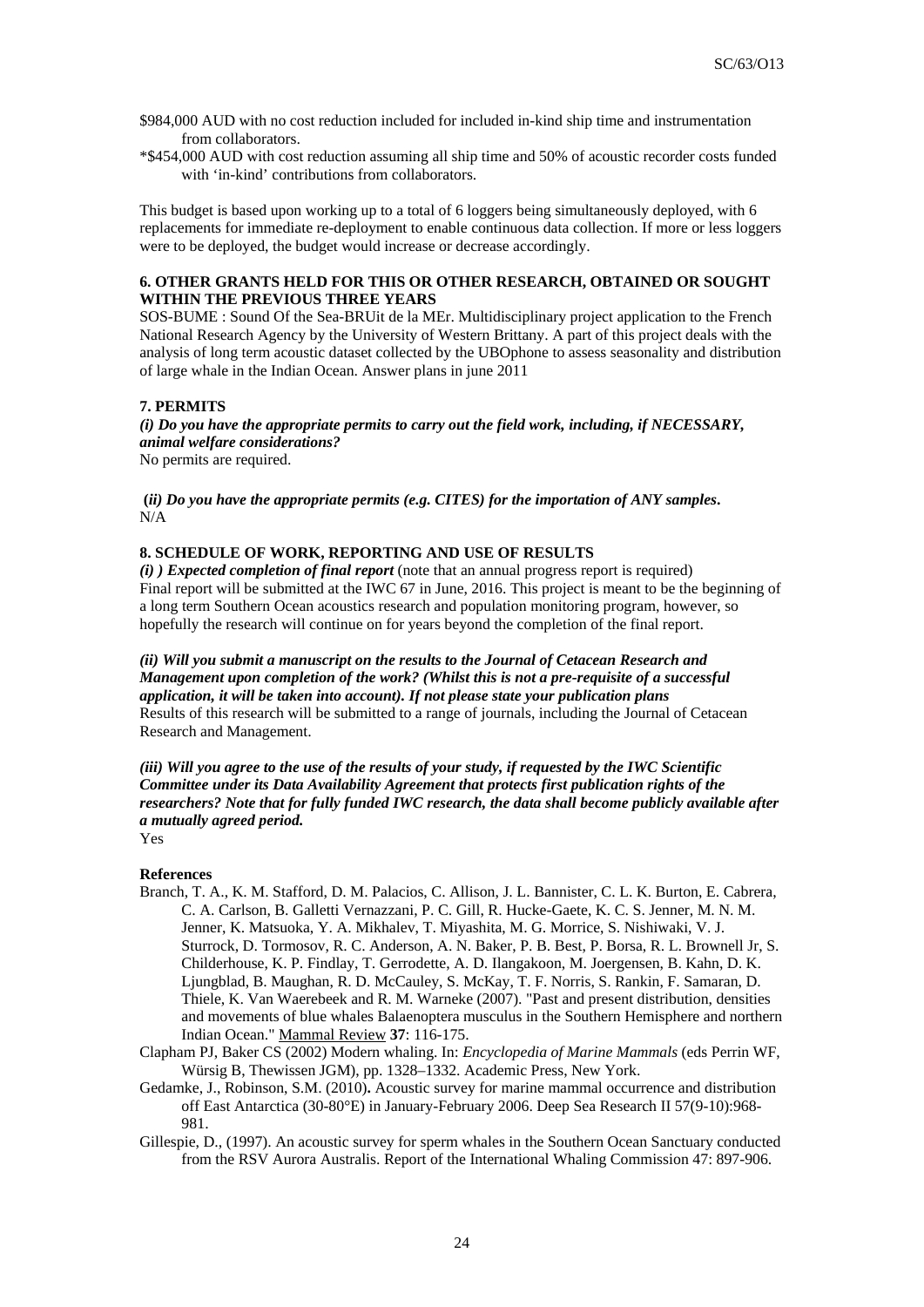$984,000 AUD with no cost reduction included for included in-kind ship time and instrumentation from collaborators.

*$454,000 AUD with cost reduction assuming all ship time and 50% of acoustic recorder costs funded with 'in-kind' contributions from collaborators.

This budget is based upon working up to a total of 6 loggers being simultaneously deployed, with 6 replacements for immediate re-deployment to enable continuous data collection. If more or less loggers were to be deployed, the budget would increase or decrease accordingly.

**6. OTHER GRANTS HELD FOR THIS OR OTHER RESEARCH, OBTAINED OR SOUGHT WITHIN THE PREVIOUS THREE YEARS**

SOS-BUME : Sound Of the Sea-BRUit de la MEr. Multidisciplinary project application to the French National Research Agency by the University of Western Brittany. A part of this project deals with the analysis of long term acoustic dataset collected by the UBOphone to assess seasonality and distribution of large whale in the Indian Ocean. Answer plans in june 2011

**7. PERMITS**

***(i) Do you have the appropriate permits to carry out the field work, including, if NECESSARY, animal welfare considerations?***

No permits are required.

***(ii) Do you have the appropriate permits (e.g. CITES) for the importation of ANY samples.***

N/A

**8. SCHEDULE OF WORK, REPORTING AND USE OF RESULTS**

***(i) ) Expected completion of final report*** (note that an annual progress report is required)
Final report will be submitted at the IWC 67 in June, 2016. This project is meant to be the beginning of a long term Southern Ocean acoustics research and population monitoring program, however, so hopefully the research will continue on for years beyond the completion of the final report.

***(ii) Will you submit a manuscript on the results to the Journal of Cetacean Research and Management upon completion of the work? (Whilst this is not a pre-requisite of a successful application, it will be taken into account). If not please state your publication plans***

Results of this research will be submitted to a range of journals, including the Journal of Cetacean Research and Management.

***(iii) Will you agree to the use of the results of your study, if requested by the IWC Scientific Committee under its Data Availability Agreement that protects first publication rights of the researchers? Note that for fully funded IWC research, the data shall become publicly available after a mutually agreed period.***

Yes

**References**

Branch, T. A., K. M. Stafford, D. M. Palacios, C. Allison, J. L. Bannister, C. L. K. Burton, E. Cabrera, C. A. Carlson, B. Galletti Vernazzani, P. C. Gill, R. Hucke-Gaete, K. C. S. Jenner, M. N. M. Jenner, K. Matsuoka, Y. A. Mikhalev, T. Miyashita, M. G. Morrice, S. Nishiwaki, V. J. Sturrock, D. Tormosov, R. C. Anderson, A. N. Baker, P. B. Best, P. Borsa, R. L. Brownell Jr, S. Childerhouse, K. P. Findlay, T. Gerrodette, A. D. Ilangakoon, M. Joergensen, B. Kahn, D. K. Ljungblad, B. Maughan, R. D. McCauley, S. McKay, T. F. Norris, S. Rankin, F. Samaran, D. Thiele, K. Van Waerebeek and R. M. Warneke (2007). "Past and present distribution, densities and movements of blue whales Balaenoptera musculus in the Southern Hemisphere and northern Indian Ocean." Mammal Review **37**: 116-175.

Clapham PJ, Baker CS (2002) Modern whaling. In: *Encyclopedia of Marine Mammals* (eds Perrin WF, Würsig B, Thewissen JGM), pp. 1328–1332. Academic Press, New York.

Gedamke, J., Robinson, S.M. (2010)**.** Acoustic survey for marine mammal occurrence and distribution off East Antarctica (30-80°E) in January-February 2006. Deep Sea Research II 57(9-10):968-981.

Gillespie, D., (1997). An acoustic survey for sperm whales in the Southern Ocean Sanctuary conducted from the RSV Aurora Australis. Report of the International Whaling Commission 47: 897-906.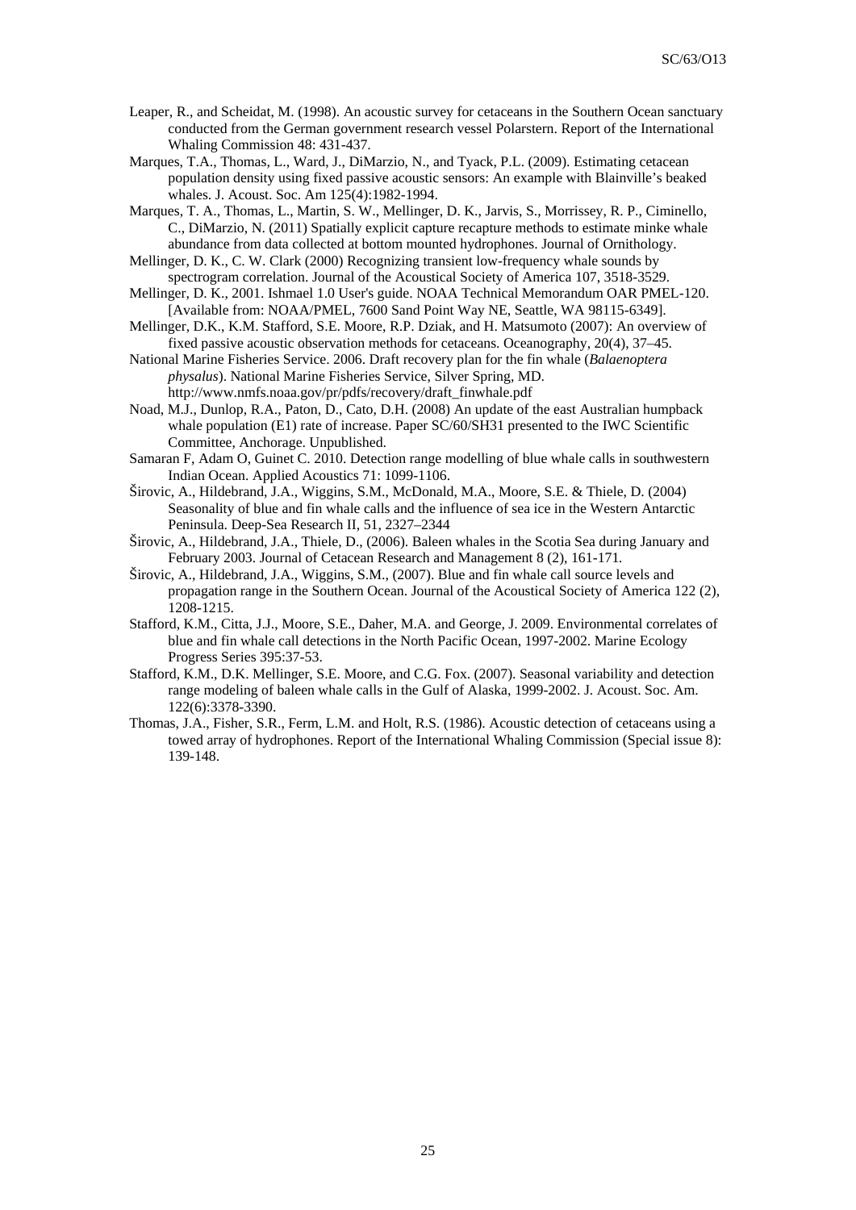Leaper, R., and Scheidat, M. (1998). An acoustic survey for cetaceans in the Southern Ocean sanctuary conducted from the German government research vessel Polarstern. Report of the International Whaling Commission 48: 431-437.

Marques, T.A., Thomas, L., Ward, J., DiMarzio, N., and Tyack, P.L. (2009). Estimating cetacean population density using fixed passive acoustic sensors: An example with Blainville's beaked whales. J. Acoust. Soc. Am 125(4):1982-1994.

Marques, T. A., Thomas, L., Martin, S. W., Mellinger, D. K., Jarvis, S., Morrissey, R. P., Ciminello, C., DiMarzio, N. (2011) Spatially explicit capture recapture methods to estimate minke whale abundance from data collected at bottom mounted hydrophones. Journal of Ornithology.

Mellinger, D. K., C. W. Clark (2000) Recognizing transient low-frequency whale sounds by spectrogram correlation. Journal of the Acoustical Society of America 107, 3518-3529.

Mellinger, D. K., 2001. Ishmael 1.0 User's guide. NOAA Technical Memorandum OAR PMEL-120. [Available from: NOAA/PMEL, 7600 Sand Point Way NE, Seattle, WA 98115-6349].

Mellinger, D.K., K.M. Stafford, S.E. Moore, R.P. Dziak, and H. Matsumoto (2007): An overview of fixed passive acoustic observation methods for cetaceans. Oceanography, 20(4), 37–45.

National Marine Fisheries Service. 2006. Draft recovery plan for the fin whale (*Balaenoptera physalus*). National Marine Fisheries Service, Silver Spring, MD. http://www.nmfs.noaa.gov/pr/pdfs/recovery/draft_finwhale.pdf

Noad, M.J., Dunlop, R.A., Paton, D., Cato, D.H. (2008) An update of the east Australian humpback whale population (E1) rate of increase. Paper SC/60/SH31 presented to the IWC Scientific Committee, Anchorage. Unpublished.

Samaran F, Adam O, Guinet C. 2010. Detection range modelling of blue whale calls in southwestern Indian Ocean. Applied Acoustics 71: 1099-1106.

Širovic, A., Hildebrand, J.A., Wiggins, S.M., McDonald, M.A., Moore, S.E. & Thiele, D. (2004) Seasonality of blue and fin whale calls and the influence of sea ice in the Western Antarctic Peninsula. Deep-Sea Research II, 51, 2327–2344

Širovic, A., Hildebrand, J.A., Thiele, D., (2006). Baleen whales in the Scotia Sea during January and February 2003. Journal of Cetacean Research and Management 8 (2), 161-171.

Širovic, A., Hildebrand, J.A., Wiggins, S.M., (2007). Blue and fin whale call source levels and propagation range in the Southern Ocean. Journal of the Acoustical Society of America 122 (2), 1208-1215.

Stafford, K.M., Citta, J.J., Moore, S.E., Daher, M.A. and George, J. 2009. Environmental correlates of blue and fin whale call detections in the North Pacific Ocean, 1997-2002. Marine Ecology Progress Series 395:37-53.

Stafford, K.M., D.K. Mellinger, S.E. Moore, and C.G. Fox. (2007). Seasonal variability and detection range modeling of baleen whale calls in the Gulf of Alaska, 1999-2002. J. Acoust. Soc. Am. 122(6):3378-3390.

Thomas, J.A., Fisher, S.R., Ferm, L.M. and Holt, R.S. (1986). Acoustic detection of cetaceans using a towed array of hydrophones. Report of the International Whaling Commission (Special issue 8): 139-148.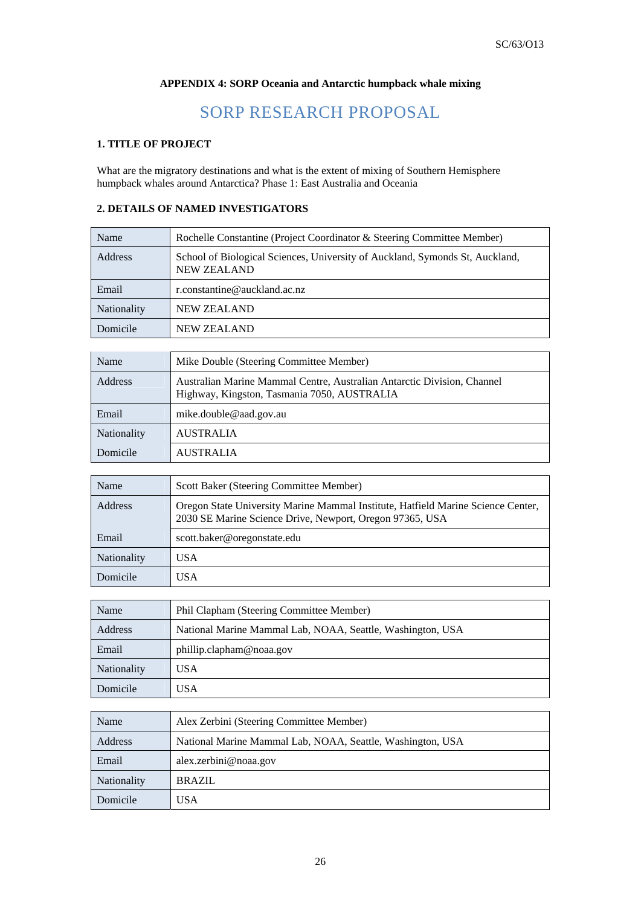**APPENDIX 4: SORP Oceania and Antarctic humpback whale mixing**

# SORP RESEARCH PROPOSAL

## 1. TITLE OF PROJECT

What are the migratory destinations and what is the extent of mixing of Southern Hemisphere humpback whales around Antarctica? Phase 1: East Australia and Oceania

## 2. DETAILS OF NAMED INVESTIGATORS

| Name | Rochelle Constantine (Project Coordinator & Steering Committee Member) |
|---|---|
| Address | School of Biological Sciences, University of Auckland, Symonds St, Auckland, NEW ZEALAND |
| Email | r.constantine@auckland.ac.nz |
| Nationality | NEW ZEALAND |
| Domicile | NEW ZEALAND |

| Name | Mike Double (Steering Committee Member) |
|---|---|
| Address | Australian Marine Mammal Centre, Australian Antarctic Division, Channel Highway, Kingston, Tasmania 7050, AUSTRALIA |
| Email | mike.double@aad.gov.au |
| Nationality | AUSTRALIA |
| Domicile | AUSTRALIA |

| Name | Scott Baker (Steering Committee Member) |
|---|---|
| Address | Oregon State University Marine Mammal Institute, Hatfield Marine Science Center, 2030 SE Marine Science Drive, Newport, Oregon 97365, USA |
| Email | scott.baker@oregonstate.edu |
| Nationality | USA |
| Domicile | USA |

| Name | Phil Clapham (Steering Committee Member) |
|---|---|
| Address | National Marine Mammal Lab, NOAA, Seattle, Washington, USA |
| Email | phillip.clapham@noaa.gov |
| Nationality | USA |
| Domicile | USA |

| Name | Alex Zerbini (Steering Committee Member) |
|---|---|
| Address | National Marine Mammal Lab, NOAA, Seattle, Washington, USA |
| Email | alex.zerbini@noaa.gov |
| Nationality | BRAZIL |
| Domicile | USA |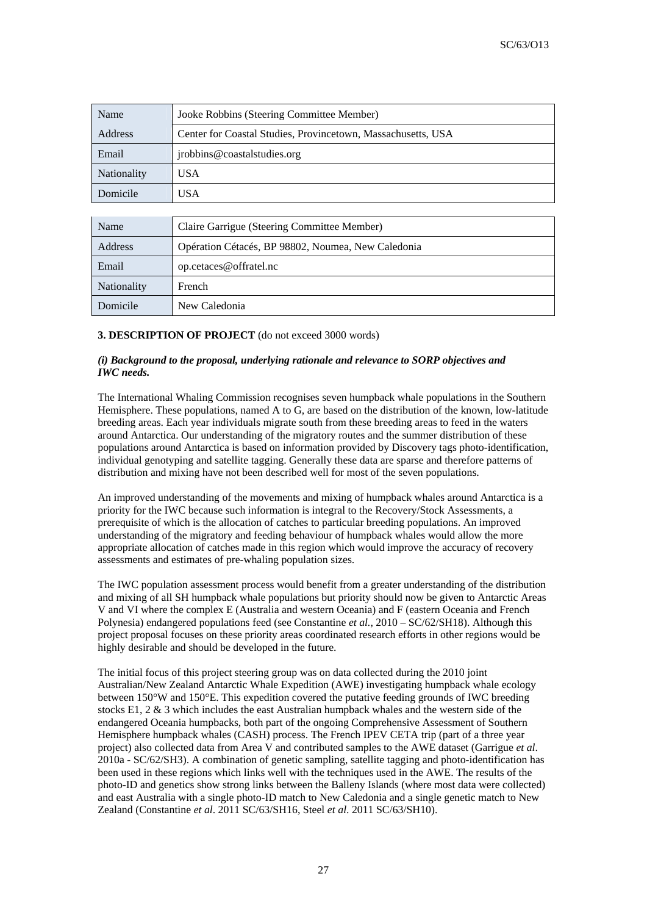| Name | Jooke Robbins (Steering Committee Member) |
| --- | --- |
| Address | Center for Coastal Studies, Provincetown, Massachusetts, USA |
| Email | jrobbins@coastalstudies.org |
| Nationality | USA |
| Domicile | USA |

| Name | Claire Garrigue (Steering Committee Member) |
| --- | --- |
| Address | Opération Cétacés, BP 98802, Noumea, New Caledonia |
| Email | op.cetaces@offratel.nc |
| Nationality | French |
| Domicile | New Caledonia |

**3. DESCRIPTION OF PROJECT** (do not exceed 3000 words)

***(i) Background to the proposal, underlying rationale and relevance to SORP objectives and IWC needs.***

The International Whaling Commission recognises seven humpback whale populations in the Southern Hemisphere. These populations, named A to G, are based on the distribution of the known, low-latitude breeding areas. Each year individuals migrate south from these breeding areas to feed in the waters around Antarctica. Our understanding of the migratory routes and the summer distribution of these populations around Antarctica is based on information provided by Discovery tags photo-identification, individual genotyping and satellite tagging. Generally these data are sparse and therefore patterns of distribution and mixing have not been described well for most of the seven populations.

An improved understanding of the movements and mixing of humpback whales around Antarctica is a priority for the IWC because such information is integral to the Recovery/Stock Assessments, a prerequisite of which is the allocation of catches to particular breeding populations. An improved understanding of the migratory and feeding behaviour of humpback whales would allow the more appropriate allocation of catches made in this region which would improve the accuracy of recovery assessments and estimates of pre-whaling population sizes.

The IWC population assessment process would benefit from a greater understanding of the distribution and mixing of all SH humpback whale populations but priority should now be given to Antarctic Areas V and VI where the complex E (Australia and western Oceania) and F (eastern Oceania and French Polynesia) endangered populations feed (see Constantine *et al.*, 2010 – SC/62/SH18). Although this project proposal focuses on these priority areas coordinated research efforts in other regions would be highly desirable and should be developed in the future.

The initial focus of this project steering group was on data collected during the 2010 joint Australian/New Zealand Antarctic Whale Expedition (AWE) investigating humpback whale ecology between 150°W and 150°E. This expedition covered the putative feeding grounds of IWC breeding stocks E1, 2 & 3 which includes the east Australian humpback whales and the western side of the endangered Oceania humpbacks, both part of the ongoing Comprehensive Assessment of Southern Hemisphere humpback whales (CASH) process. The French IPEV CETA trip (part of a three year project) also collected data from Area V and contributed samples to the AWE dataset (Garrigue *et al*. 2010a - SC/62/SH3). A combination of genetic sampling, satellite tagging and photo-identification has been used in these regions which links well with the techniques used in the AWE. The results of the photo-ID and genetics show strong links between the Balleny Islands (where most data were collected) and east Australia with a single photo-ID match to New Caledonia and a single genetic match to New Zealand (Constantine *et al*. 2011 SC/63/SH16, Steel *et al*. 2011 SC/63/SH10).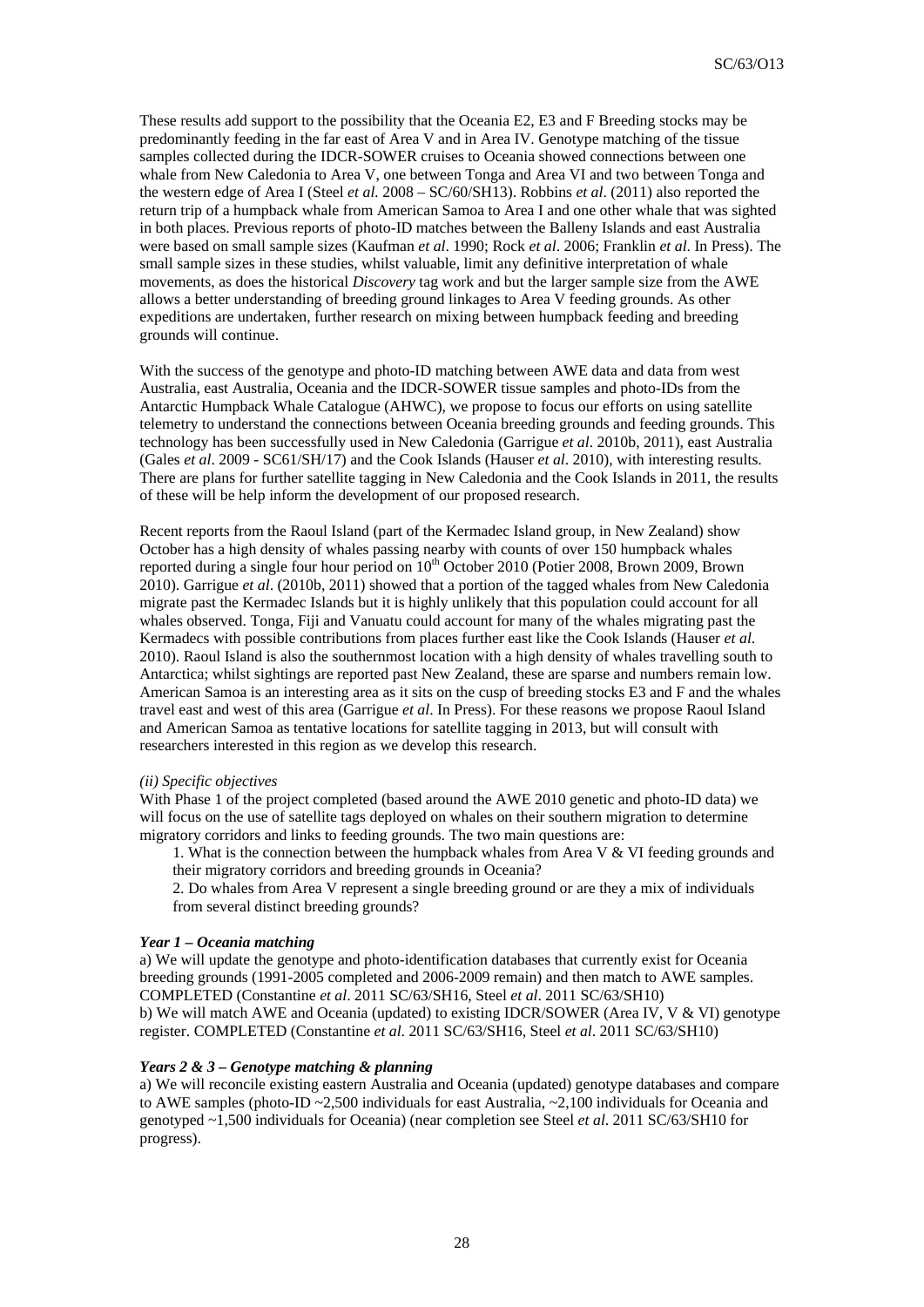These results add support to the possibility that the Oceania E2, E3 and F Breeding stocks may be predominantly feeding in the far east of Area V and in Area IV. Genotype matching of the tissue samples collected during the IDCR-SOWER cruises to Oceania showed connections between one whale from New Caledonia to Area V, one between Tonga and Area VI and two between Tonga and the western edge of Area I (Steel *et al.* 2008 – SC/60/SH13). Robbins *et al*. (2011) also reported the return trip of a humpback whale from American Samoa to Area I and one other whale that was sighted in both places. Previous reports of photo-ID matches between the Balleny Islands and east Australia were based on small sample sizes (Kaufman *et al*. 1990; Rock *et al*. 2006; Franklin *et al.* In Press). The small sample sizes in these studies, whilst valuable, limit any definitive interpretation of whale movements, as does the historical *Discovery* tag work and but the larger sample size from the AWE allows a better understanding of breeding ground linkages to Area V feeding grounds. As other expeditions are undertaken, further research on mixing between humpback feeding and breeding grounds will continue.

With the success of the genotype and photo-ID matching between AWE data and data from west Australia, east Australia, Oceania and the IDCR-SOWER tissue samples and photo-IDs from the Antarctic Humpback Whale Catalogue (AHWC), we propose to focus our efforts on using satellite telemetry to understand the connections between Oceania breeding grounds and feeding grounds. This technology has been successfully used in New Caledonia (Garrigue *et al*. 2010b, 2011), east Australia (Gales *et al*. 2009 - SC61/SH/17) and the Cook Islands (Hauser *et al*. 2010), with interesting results. There are plans for further satellite tagging in New Caledonia and the Cook Islands in 2011, the results of these will be help inform the development of our proposed research.

Recent reports from the Raoul Island (part of the Kermadec Island group, in New Zealand) show October has a high density of whales passing nearby with counts of over 150 humpback whales reported during a single four hour period on 10th October 2010 (Potier 2008, Brown 2009, Brown 2010). Garrigue *et al*. (2010b, 2011) showed that a portion of the tagged whales from New Caledonia migrate past the Kermadec Islands but it is highly unlikely that this population could account for all whales observed. Tonga, Fiji and Vanuatu could account for many of the whales migrating past the Kermadecs with possible contributions from places further east like the Cook Islands (Hauser *et al.* 2010). Raoul Island is also the southernmost location with a high density of whales travelling south to Antarctica; whilst sightings are reported past New Zealand, these are sparse and numbers remain low. American Samoa is an interesting area as it sits on the cusp of breeding stocks E3 and F and the whales travel east and west of this area (Garrigue *et al*. In Press). For these reasons we propose Raoul Island and American Samoa as tentative locations for satellite tagging in 2013, but will consult with researchers interested in this region as we develop this research.

*(ii) Specific objectives*

With Phase 1 of the project completed (based around the AWE 2010 genetic and photo-ID data) we will focus on the use of satellite tags deployed on whales on their southern migration to determine migratory corridors and links to feeding grounds. The two main questions are:

1. What is the connection between the humpback whales from Area V & VI feeding grounds and their migratory corridors and breeding grounds in Oceania?
2. Do whales from Area V represent a single breeding ground or are they a mix of individuals from several distinct breeding grounds?

***Year 1 – Oceania matching***

a) We will update the genotype and photo-identification databases that currently exist for Oceania breeding grounds (1991-2005 completed and 2006-2009 remain) and then match to AWE samples. COMPLETED (Constantine *et al*. 2011 SC/63/SH16, Steel *et al*. 2011 SC/63/SH10)
b) We will match AWE and Oceania (updated) to existing IDCR/SOWER (Area IV, V & VI) genotype register. COMPLETED (Constantine *et al.* 2011 SC/63/SH16, Steel *et al*. 2011 SC/63/SH10)

***Years 2 & 3 – Genotype matching & planning***

a) We will reconcile existing eastern Australia and Oceania (updated) genotype databases and compare to AWE samples (photo-ID ~2,500 individuals for east Australia, ~2,100 individuals for Oceania and genotyped ~1,500 individuals for Oceania) (near completion see Steel *et al*. 2011 SC/63/SH10 for progress).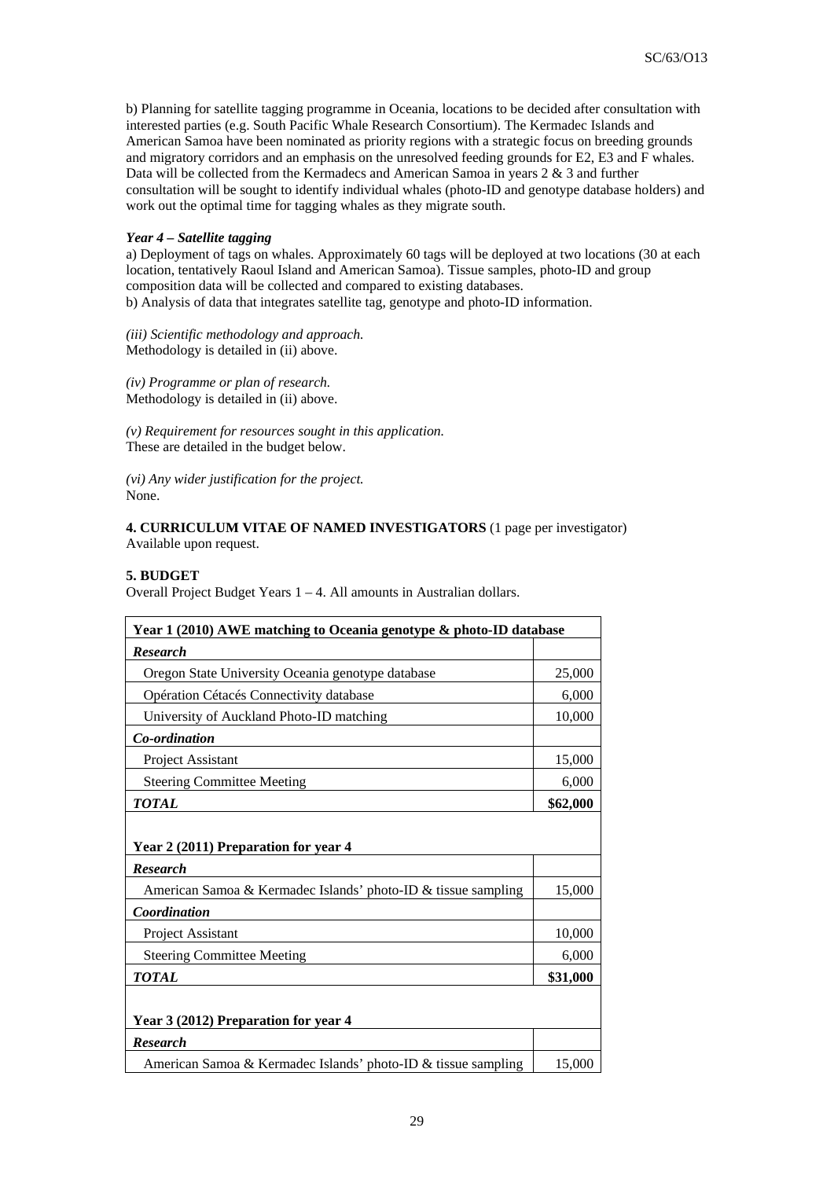b) Planning for satellite tagging programme in Oceania, locations to be decided after consultation with interested parties (e.g. South Pacific Whale Research Consortium). The Kermadec Islands and American Samoa have been nominated as priority regions with a strategic focus on breeding grounds and migratory corridors and an emphasis on the unresolved feeding grounds for E2, E3 and F whales. Data will be collected from the Kermadecs and American Samoa in years 2 & 3 and further consultation will be sought to identify individual whales (photo-ID and genotype database holders) and work out the optimal time for tagging whales as they migrate south.

***Year 4 – Satellite tagging***

a) Deployment of tags on whales. Approximately 60 tags will be deployed at two locations (30 at each location, tentatively Raoul Island and American Samoa). Tissue samples, photo-ID and group composition data will be collected and compared to existing databases.
b) Analysis of data that integrates satellite tag, genotype and photo-ID information.

*(iii) Scientific methodology and approach.*
Methodology is detailed in (ii) above.

*(iv) Programme or plan of research.*
Methodology is detailed in (ii) above.

*(v) Requirement for resources sought in this application.*
These are detailed in the budget below.

*(vi) Any wider justification for the project.*
None.

**4. CURRICULUM VITAE OF NAMED INVESTIGATORS** (1 page per investigator)
Available upon request.

**5. BUDGET**
Overall Project Budget Years 1 – 4. All amounts in Australian dollars.

| **Year 1 (2010) AWE matching to Oceania genotype & photo-ID database** | |
|---|---|
| ***Research*** | |
| Oregon State University Oceania genotype database | 25,000 |
| Opération Cétacés Connectivity database | 6,000 |
| University of Auckland Photo-ID matching | 10,000 |
| ***Co-ordination*** | |
| Project Assistant | 15,000 |
| Steering Committee Meeting | 6,000 |
| ***TOTAL*** | **$62,000** |
| | |
| **Year 2 (2011) Preparation for year 4** | |
| ***Research*** | |
| American Samoa & Kermadec Islands' photo-ID & tissue sampling | 15,000 |
| ***Coordination*** | |
| Project Assistant | 10,000 |
| Steering Committee Meeting | 6,000 |
| ***TOTAL*** | **$31,000** |
| | |
| **Year 3 (2012) Preparation for year 4** | |
| ***Research*** | |
| American Samoa & Kermadec Islands' photo-ID & tissue sampling | 15,000 |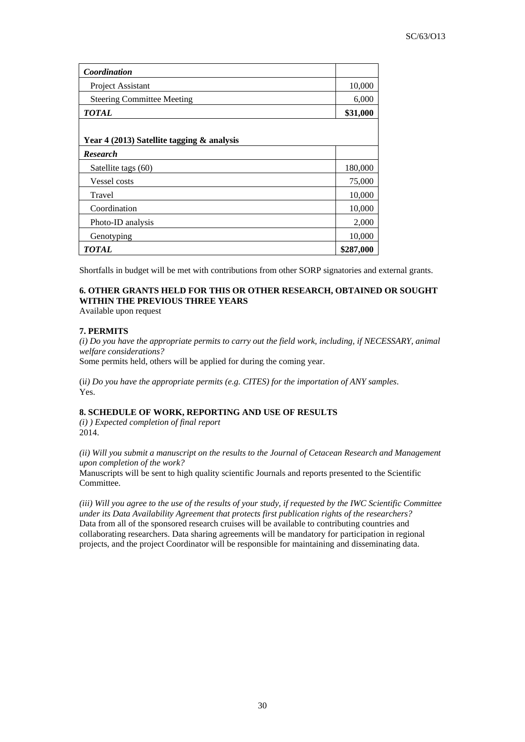| *Coordination* | |
|---|---|
| Project Assistant | 10,000 |
| Steering Committee Meeting | 6,000 |
| ***TOTAL*** | **$31,000** |

**Year 4 (2013) Satellite tagging & analysis**

| *Research* | |
|---|---|
| Satellite tags (60) | 180,000 |
| Vessel costs | 75,000 |
| Travel | 10,000 |
| Coordination | 10,000 |
| Photo-ID analysis | 2,000 |
| Genotyping | 10,000 |
| ***TOTAL*** | **$287,000** |

Shortfalls in budget will be met with contributions from other SORP signatories and external grants.

**6. OTHER GRANTS HELD FOR THIS OR OTHER RESEARCH, OBTAINED OR SOUGHT WITHIN THE PREVIOUS THREE YEARS**

Available upon request

**7. PERMITS**

*(i) Do you have the appropriate permits to carry out the field work, including, if NECESSARY, animal welfare considerations?*

Some permits held, others will be applied for during the coming year.

(i*i) Do you have the appropriate permits (e.g. CITES) for the importation of ANY samples.*

Yes.

**8. SCHEDULE OF WORK, REPORTING AND USE OF RESULTS**

*(i) ) Expected completion of final report*

2014.

*(ii) Will you submit a manuscript on the results to the Journal of Cetacean Research and Management upon completion of the work?*

Manuscripts will be sent to high quality scientific Journals and reports presented to the Scientific Committee.

*(iii) Will you agree to the use of the results of your study, if requested by the IWC Scientific Committee under its Data Availability Agreement that protects first publication rights of the researchers?*

Data from all of the sponsored research cruises will be available to contributing countries and collaborating researchers. Data sharing agreements will be mandatory for participation in regional projects, and the project Coordinator will be responsible for maintaining and disseminating data.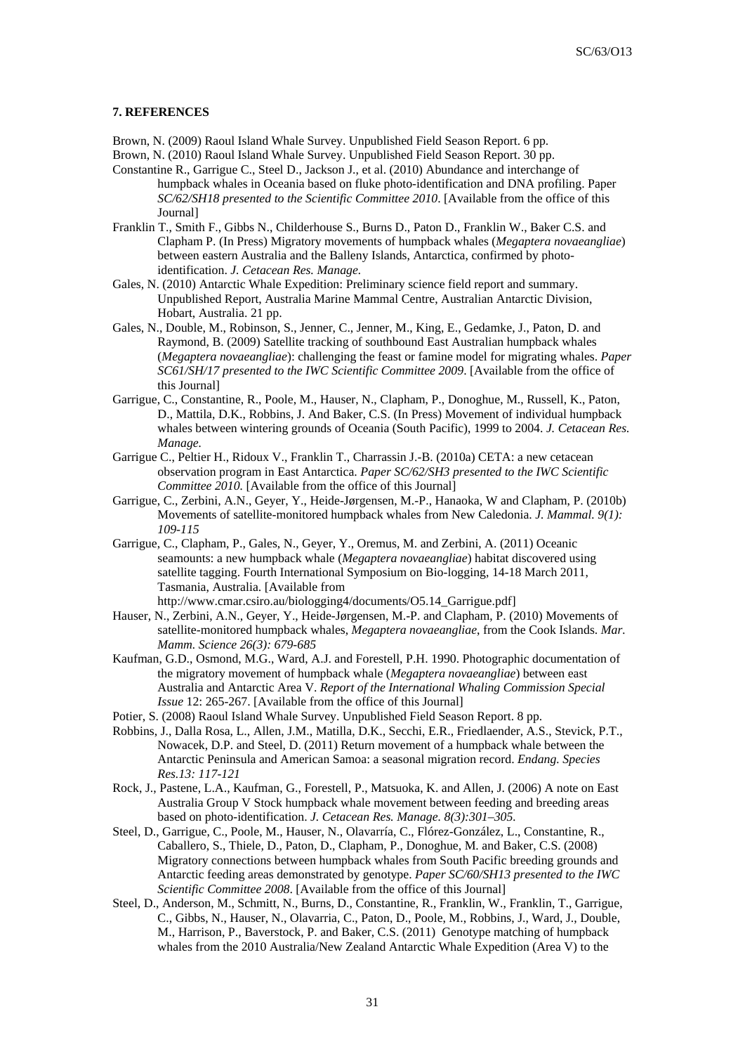**7. REFERENCES**

Brown, N. (2009) Raoul Island Whale Survey. Unpublished Field Season Report. 6 pp.

Brown, N. (2010) Raoul Island Whale Survey. Unpublished Field Season Report. 30 pp.

Constantine R., Garrigue C., Steel D., Jackson J., et al. (2010) Abundance and interchange of humpback whales in Oceania based on fluke photo-identification and DNA profiling. Paper *SC/62/SH18 presented to the Scientific Committee 2010*. [Available from the office of this Journal]

Franklin T., Smith F., Gibbs N., Childerhouse S., Burns D., Paton D., Franklin W., Baker C.S. and Clapham P. (In Press) Migratory movements of humpback whales (*Megaptera novaeangliae*) between eastern Australia and the Balleny Islands, Antarctica, confirmed by photo-identification. *J. Cetacean Res. Manage.*

Gales, N. (2010) Antarctic Whale Expedition: Preliminary science field report and summary. Unpublished Report, Australia Marine Mammal Centre, Australian Antarctic Division, Hobart, Australia. 21 pp.

Gales, N., Double, M., Robinson, S., Jenner, C., Jenner, M., King, E., Gedamke, J., Paton, D. and Raymond, B. (2009) Satellite tracking of southbound East Australian humpback whales (*Megaptera novaeangliae*): challenging the feast or famine model for migrating whales. *Paper SC61/SH/17 presented to the IWC Scientific Committee 2009*. [Available from the office of this Journal]

Garrigue, C., Constantine, R., Poole, M., Hauser, N., Clapham, P., Donoghue, M., Russell, K., Paton, D., Mattila, D.K., Robbins, J. And Baker, C.S. (In Press) Movement of individual humpback whales between wintering grounds of Oceania (South Pacific), 1999 to 2004. *J. Cetacean Res. Manage.*

Garrigue C., Peltier H., Ridoux V., Franklin T., Charrassin J.-B. (2010a) CETA: a new cetacean observation program in East Antarctica. *Paper SC/62/SH3 presented to the IWC Scientific Committee 2010.* [Available from the office of this Journal]

Garrigue, C., Zerbini, A.N., Geyer, Y., Heide-Jørgensen, M.-P., Hanaoka, W and Clapham, P. (2010b) Movements of satellite-monitored humpback whales from New Caledonia. *J. Mammal. 9(1): 109-115*

Garrigue, C., Clapham, P., Gales, N., Geyer, Y., Oremus, M. and Zerbini, A. (2011) Oceanic seamounts: a new humpback whale (*Megaptera novaeangliae*) habitat discovered using satellite tagging. Fourth International Symposium on Bio-logging, 14-18 March 2011, Tasmania, Australia. [Available from http://www.cmar.csiro.au/biologging4/documents/O5.14_Garrigue.pdf]

Hauser, N., Zerbini, A.N., Geyer, Y., Heide-Jørgensen, M.-P. and Clapham, P. (2010) Movements of satellite-monitored humpback whales, *Megaptera novaeangliae*, from the Cook Islands. *Mar. Mamm. Science 26(3): 679-685*

Kaufman, G.D., Osmond, M.G., Ward, A.J. and Forestell, P.H. 1990. Photographic documentation of the migratory movement of humpback whale (*Megaptera novaeangliae*) between east Australia and Antarctic Area V. *Report of the International Whaling Commission Special Issue* 12: 265-267. [Available from the office of this Journal]

Potier, S. (2008) Raoul Island Whale Survey. Unpublished Field Season Report. 8 pp.

Robbins, J., Dalla Rosa, L., Allen, J.M., Matilla, D.K., Secchi, E.R., Friedlaender, A.S., Stevick, P.T., Nowacek, D.P. and Steel, D. (2011) Return movement of a humpback whale between the Antarctic Peninsula and American Samoa: a seasonal migration record. *Endang. Species Res.13: 117-121*

Rock, J., Pastene, L.A., Kaufman, G., Forestell, P., Matsuoka, K. and Allen, J. (2006) A note on East Australia Group V Stock humpback whale movement between feeding and breeding areas based on photo-identification. *J. Cetacean Res. Manage. 8(3):301–305.*

Steel, D., Garrigue, C., Poole, M., Hauser, N., Olavarría, C., Flórez-González, L., Constantine, R., Caballero, S., Thiele, D., Paton, D., Clapham, P., Donoghue, M. and Baker, C.S. (2008) Migratory connections between humpback whales from South Pacific breeding grounds and Antarctic feeding areas demonstrated by genotype. *Paper SC/60/SH13 presented to the IWC Scientific Committee 2008*. [Available from the office of this Journal]

Steel, D., Anderson, M., Schmitt, N., Burns, D., Constantine, R., Franklin, W., Franklin, T., Garrigue, C., Gibbs, N., Hauser, N., Olavarria, C., Paton, D., Poole, M., Robbins, J., Ward, J., Double, M., Harrison, P., Baverstock, P. and Baker, C.S. (2011) Genotype matching of humpback whales from the 2010 Australia/New Zealand Antarctic Whale Expedition (Area V) to the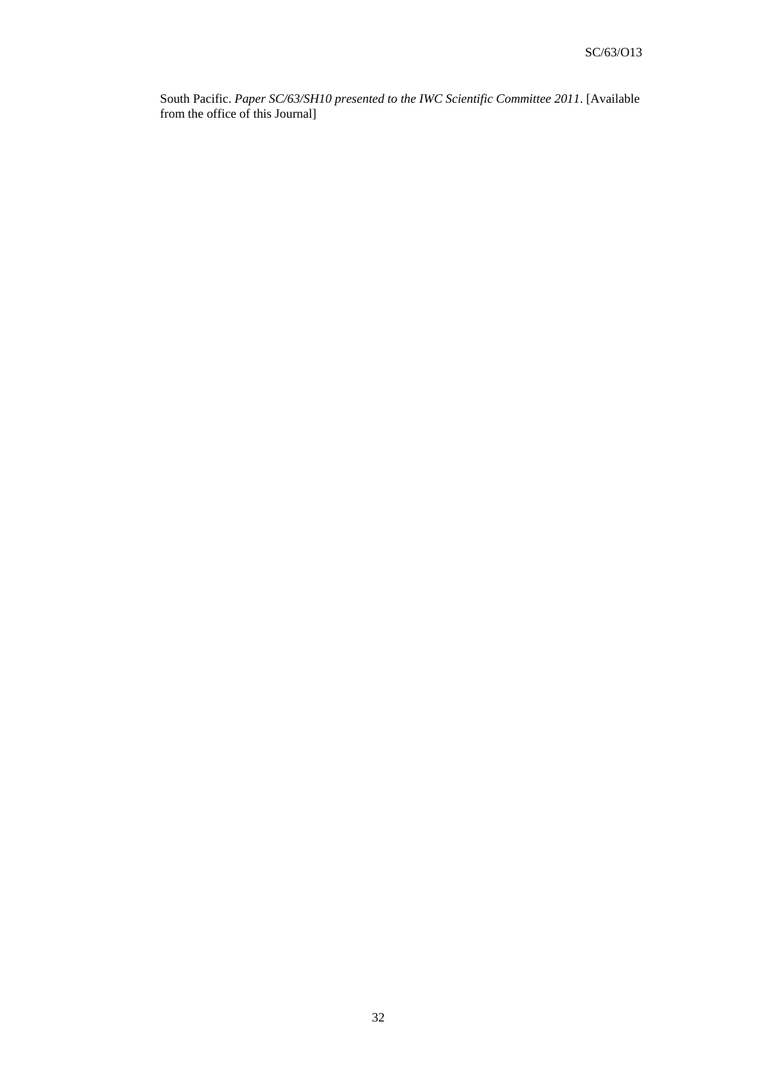South Pacific. *Paper SC/63/SH10 presented to the IWC Scientific Committee 2011*. [Available from the office of this Journal]